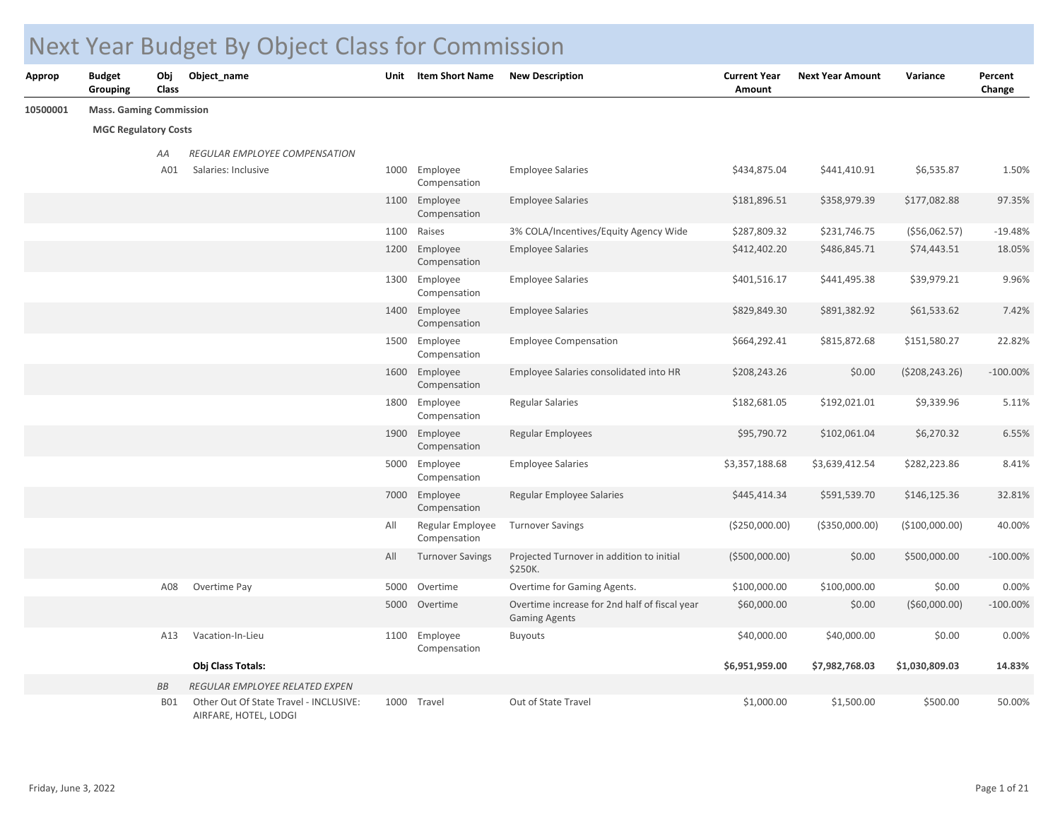# Next Year Budget By Object Class for Commission

| Approp | Budget Grouping | Obj Class | Object_name | Unit | Item Short Name | New Description | Current Year Amount | Next Year Amount | Variance | Percent Change |
|---|---|---|---|---|---|---|---|---|---|---|
| **10500001** | **Mass. Gaming Commission** | | | | | | | | | |
| | **MGC Regulatory Costs** | | | | | | | | | |
| | | *AA* | *REGULAR EMPLOYEE COMPENSATION* | | | | | | | |
| | | A01 | Salaries: Inclusive | 1000 | Employee Compensation | Employee Salaries | $434,875.04 | $441,410.91 | $6,535.87 | 1.50% |
| | | | | 1100 | Employee Compensation | Employee Salaries | $181,896.51 | $358,979.39 | $177,082.88 | 97.35% |
| | | | | 1100 | Raises | 3% COLA/Incentives/Equity Agency Wide | $287,809.32 | $231,746.75 | ($56,062.57) | -19.48% |
| | | | | 1200 | Employee Compensation | Employee Salaries | $412,402.20 | $486,845.71 | $74,443.51 | 18.05% |
| | | | | 1300 | Employee Compensation | Employee Salaries | $401,516.17 | $441,495.38 | $39,979.21 | 9.96% |
| | | | | 1400 | Employee Compensation | Employee Salaries | $829,849.30 | $891,382.92 | $61,533.62 | 7.42% |
| | | | | 1500 | Employee Compensation | Employee Compensation | $664,292.41 | $815,872.68 | $151,580.27 | 22.82% |
| | | | | 1600 | Employee Compensation | Employee Salaries consolidated into HR | $208,243.26 | $0.00 | ($208,243.26) | -100.00% |
| | | | | 1800 | Employee Compensation | Regular Salaries | $182,681.05 | $192,021.01 | $9,339.96 | 5.11% |
| | | | | 1900 | Employee Compensation | Regular Employees | $95,790.72 | $102,061.04 | $6,270.32 | 6.55% |
| | | | | 5000 | Employee Compensation | Employee Salaries | $3,357,188.68 | $3,639,412.54 | $282,223.86 | 8.41% |
| | | | | 7000 | Employee Compensation | Regular Employee Salaries | $445,414.34 | $591,539.70 | $146,125.36 | 32.81% |
| | | | | All | Regular Employee Compensation | Turnover Savings | ($250,000.00) | ($350,000.00) | ($100,000.00) | 40.00% |
| | | | | All | Turnover Savings | Projected Turnover in addition to initial $250K. | ($500,000.00) | $0.00 | $500,000.00 | -100.00% |
| | | A08 | Overtime Pay | 5000 | Overtime | Overtime for Gaming Agents. | $100,000.00 | $100,000.00 | $0.00 | 0.00% |
| | | | | 5000 | Overtime | Overtime increase for 2nd half of fiscal year Gaming Agents | $60,000.00 | $0.00 | ($60,000.00) | -100.00% |
| | | A13 | Vacation-In-Lieu | 1100 | Employee Compensation | Buyouts | $40,000.00 | $40,000.00 | $0.00 | 0.00% |
| | | | **Obj Class Totals:** | | | | **$6,951,959.00** | **$7,982,768.03** | **$1,030,809.03** | **14.83%** |
| | | *BB* | *REGULAR EMPLOYEE RELATED EXPEN* | | | | | | | |
| | | B01 | Other Out Of State Travel - INCLUSIVE: AIRFARE, HOTEL, LODGI | 1000 | Travel | Out of State Travel | $1,000.00 | $1,500.00 | $500.00 | 50.00% |

Friday, June 3, 2022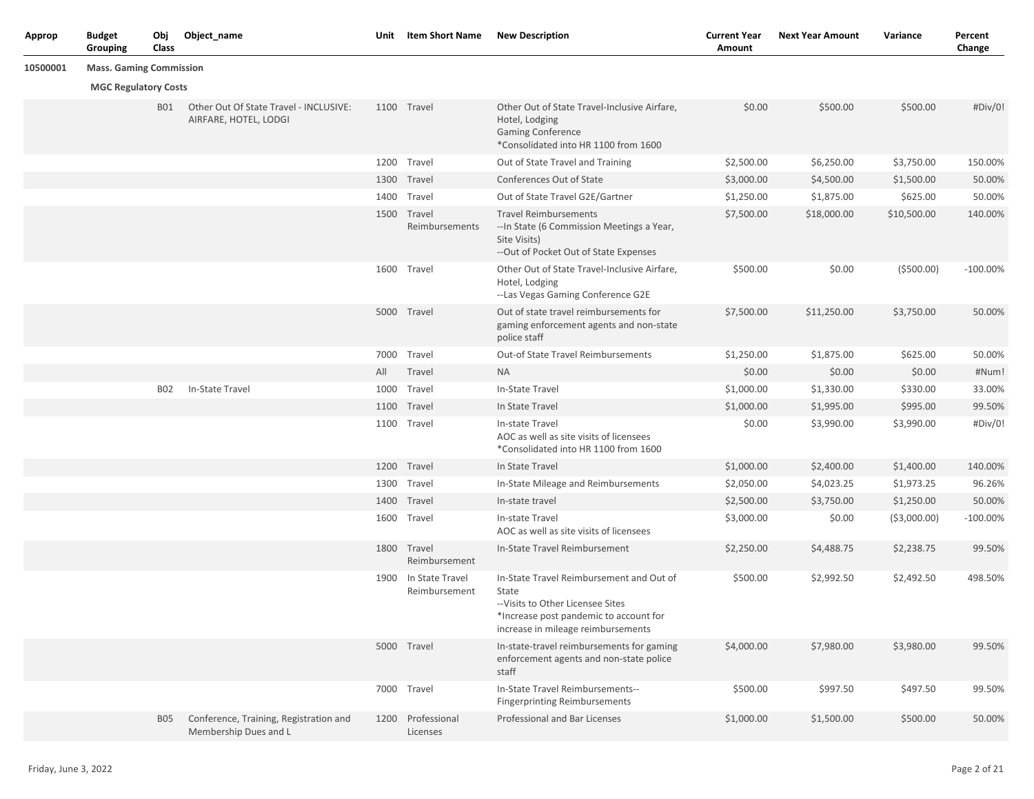| Approp | Budget Grouping | Obj Class | Object_name | Unit | Item Short Name | New Description | Current Year Amount | Next Year Amount | Variance | Percent Change |
|---|---|---|---|---|---|---|---|---|---|---|
| 10500001 | **Mass. Gaming Commission** | | | | | | | | | |
| | **MGC Regulatory Costs** | | | | | | | | | |
| | | B01 | Other Out Of State Travel - INCLUSIVE: AIRFARE, HOTEL, LODGI | 1100 | Travel | Other Out of State Travel-Inclusive Airfare, Hotel, Lodging<br>Gaming Conference<br>*Consolidated into HR 1100 from 1600 | $0.00 | $500.00 | $500.00 | #Div/0! |
| | | | | 1200 | Travel | Out of State Travel and Training | $2,500.00 | $6,250.00 | $3,750.00 | 150.00% |
| | | | | 1300 | Travel | Conferences Out of State | $3,000.00 | $4,500.00 | $1,500.00 | 50.00% |
| | | | | 1400 | Travel | Out of State Travel G2E/Gartner | $1,250.00 | $1,875.00 | $625.00 | 50.00% |
| | | | | 1500 | Travel Reimbursements | Travel Reimbursements<br>--In State (6 Commission Meetings a Year, Site Visits)<br>--Out of Pocket Out of State Expenses | $7,500.00 | $18,000.00 | $10,500.00 | 140.00% |
| | | | | 1600 | Travel | Other Out of State Travel-Inclusive Airfare, Hotel, Lodging<br>--Las Vegas Gaming Conference G2E | $500.00 | $0.00 | ($500.00) | -100.00% |
| | | | | 5000 | Travel | Out of state travel reimbursements for gaming enforcement agents and non-state police staff | $7,500.00 | $11,250.00 | $3,750.00 | 50.00% |
| | | | | 7000 | Travel | Out-of State Travel Reimbursements | $1,250.00 | $1,875.00 | $625.00 | 50.00% |
| | | | | All | Travel | NA | $0.00 | $0.00 | $0.00 | #Num! |
| | | B02 | In-State Travel | 1000 | Travel | In-State Travel | $1,000.00 | $1,330.00 | $330.00 | 33.00% |
| | | | | 1100 | Travel | In State Travel | $1,000.00 | $1,995.00 | $995.00 | 99.50% |
| | | | | 1100 | Travel | In-state Travel<br>AOC as well as site visits of licensees<br>*Consolidated into HR 1100 from 1600 | $0.00 | $3,990.00 | $3,990.00 | #Div/0! |
| | | | | 1200 | Travel | In State Travel | $1,000.00 | $2,400.00 | $1,400.00 | 140.00% |
| | | | | 1300 | Travel | In-State Mileage and Reimbursements | $2,050.00 | $4,023.25 | $1,973.25 | 96.26% |
| | | | | 1400 | Travel | In-state travel | $2,500.00 | $3,750.00 | $1,250.00 | 50.00% |
| | | | | 1600 | Travel | In-state Travel<br>AOC as well as site visits of licensees | $3,000.00 | $0.00 | ($3,000.00) | -100.00% |
| | | | | 1800 | Travel Reimbursement | In-State Travel Reimbursement | $2,250.00 | $4,488.75 | $2,238.75 | 99.50% |
| | | | | 1900 | In State Travel Reimbursement | In-State Travel Reimbursement and Out of State<br>--Visits to Other Licensee Sites<br>*Increase post pandemic to account for increase in mileage reimbursements | $500.00 | $2,992.50 | $2,492.50 | 498.50% |
| | | | | 5000 | Travel | In-state-travel reimbursements for gaming enforcement agents and non-state police staff | $4,000.00 | $7,980.00 | $3,980.00 | 99.50% |
| | | | | 7000 | Travel | In-State Travel Reimbursements--Fingerprinting Reimbursements | $500.00 | $997.50 | $497.50 | 99.50% |
| | | B05 | Conference, Training, Registration and Membership Dues and L | 1200 | Professional Licenses | Professional and Bar Licenses | $1,000.00 | $1,500.00 | $500.00 | 50.00% |

Friday, June 3, 2022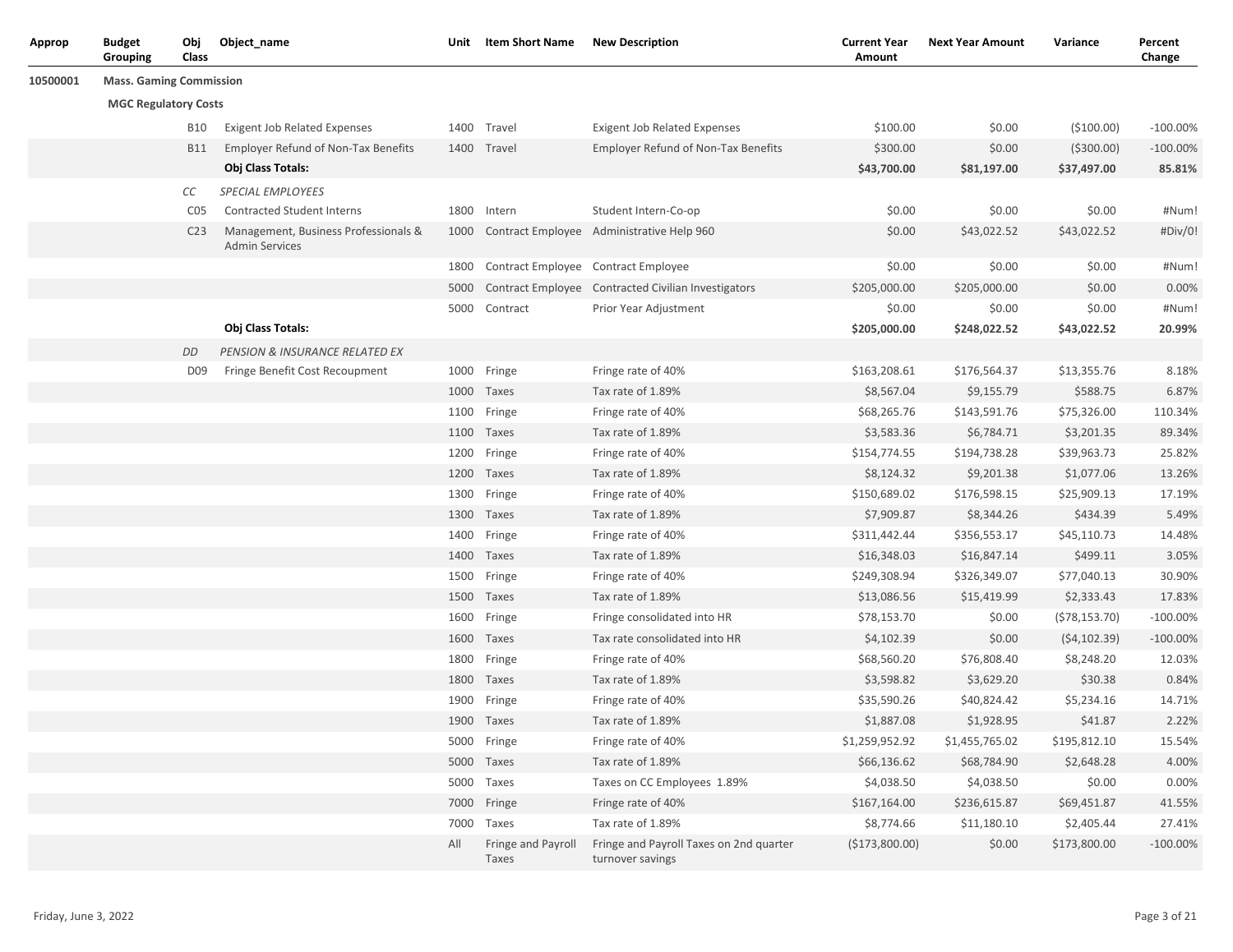| Approp | Budget Grouping | Obj Class | Object_name | Unit | Item Short Name | New Description | Current Year Amount | Next Year Amount | Variance | Percent Change |
|---|---|---|---|---|---|---|---|---|---|---|
| 10500001 | **Mass. Gaming Commission** | | | | | | | | | |
| | **MGC Regulatory Costs** | | | | | | | | | |
| | | B10 | Exigent Job Related Expenses | 1400 | Travel | Exigent Job Related Expenses | $100.00 | $0.00 | ($100.00) | -100.00% |
| | | B11 | Employer Refund of Non-Tax Benefits | 1400 | Travel | Employer Refund of Non-Tax Benefits | $300.00 | $0.00 | ($300.00) | -100.00% |
| | | | **Obj Class Totals:** | | | | **$43,700.00** | **$81,197.00** | **$37,497.00** | **85.81%** |
| | | *CC* | *SPECIAL EMPLOYEES* | | | | | | | |
| | | C05 | Contracted Student Interns | 1800 | Intern | Student Intern-Co-op | $0.00 | $0.00 | $0.00 | #Num! |
| | | C23 | Management, Business Professionals & Admin Services | 1000 | Contract Employee | Administrative Help 960 | $0.00 | $43,022.52 | $43,022.52 | #Div/0! |
| | | | | 1800 | Contract Employee | Contract Employee | $0.00 | $0.00 | $0.00 | #Num! |
| | | | | 5000 | Contract Employee | Contracted Civilian Investigators | $205,000.00 | $205,000.00 | $0.00 | 0.00% |
| | | | | 5000 | Contract | Prior Year Adjustment | $0.00 | $0.00 | $0.00 | #Num! |
| | | | **Obj Class Totals:** | | | | **$205,000.00** | **$248,022.52** | **$43,022.52** | **20.99%** |
| | | *DD* | *PENSION & INSURANCE RELATED EX* | | | | | | | |
| | | D09 | Fringe Benefit Cost Recoupment | 1000 | Fringe | Fringe rate of 40% | $163,208.61 | $176,564.37 | $13,355.76 | 8.18% |
| | | | | 1000 | Taxes | Tax rate of 1.89% | $8,567.04 | $9,155.79 | $588.75 | 6.87% |
| | | | | 1100 | Fringe | Fringe rate of 40% | $68,265.76 | $143,591.76 | $75,326.00 | 110.34% |
| | | | | 1100 | Taxes | Tax rate of 1.89% | $3,583.36 | $6,784.71 | $3,201.35 | 89.34% |
| | | | | 1200 | Fringe | Fringe rate of 40% | $154,774.55 | $194,738.28 | $39,963.73 | 25.82% |
| | | | | 1200 | Taxes | Tax rate of 1.89% | $8,124.32 | $9,201.38 | $1,077.06 | 13.26% |
| | | | | 1300 | Fringe | Fringe rate of 40% | $150,689.02 | $176,598.15 | $25,909.13 | 17.19% |
| | | | | 1300 | Taxes | Tax rate of 1.89% | $7,909.87 | $8,344.26 | $434.39 | 5.49% |
| | | | | 1400 | Fringe | Fringe rate of 40% | $311,442.44 | $356,553.17 | $45,110.73 | 14.48% |
| | | | | 1400 | Taxes | Tax rate of 1.89% | $16,348.03 | $16,847.14 | $499.11 | 3.05% |
| | | | | 1500 | Fringe | Fringe rate of 40% | $249,308.94 | $326,349.07 | $77,040.13 | 30.90% |
| | | | | 1500 | Taxes | Tax rate of 1.89% | $13,086.56 | $15,419.99 | $2,333.43 | 17.83% |
| | | | | 1600 | Fringe | Fringe consolidated into HR | $78,153.70 | $0.00 | ($78,153.70) | -100.00% |
| | | | | 1600 | Taxes | Tax rate consolidated into HR | $4,102.39 | $0.00 | ($4,102.39) | -100.00% |
| | | | | 1800 | Fringe | Fringe rate of 40% | $68,560.20 | $76,808.40 | $8,248.20 | 12.03% |
| | | | | 1800 | Taxes | Tax rate of 1.89% | $3,598.82 | $3,629.20 | $30.38 | 0.84% |
| | | | | 1900 | Fringe | Fringe rate of 40% | $35,590.26 | $40,824.42 | $5,234.16 | 14.71% |
| | | | | 1900 | Taxes | Tax rate of 1.89% | $1,887.08 | $1,928.95 | $41.87 | 2.22% |
| | | | | 5000 | Fringe | Fringe rate of 40% | $1,259,952.92 | $1,455,765.02 | $195,812.10 | 15.54% |
| | | | | 5000 | Taxes | Tax rate of 1.89% | $66,136.62 | $68,784.90 | $2,648.28 | 4.00% |
| | | | | 5000 | Taxes | Taxes on CC Employees 1.89% | $4,038.50 | $4,038.50 | $0.00 | 0.00% |
| | | | | 7000 | Fringe | Fringe rate of 40% | $167,164.00 | $236,615.87 | $69,451.87 | 41.55% |
| | | | | 7000 | Taxes | Tax rate of 1.89% | $8,774.66 | $11,180.10 | $2,405.44 | 27.41% |
| | | | | All | Fringe and Payroll Taxes | Fringe and Payroll Taxes on 2nd quarter turnover savings | ($173,800.00) | $0.00 | $173,800.00 | -100.00% |

Friday, June 3, 2022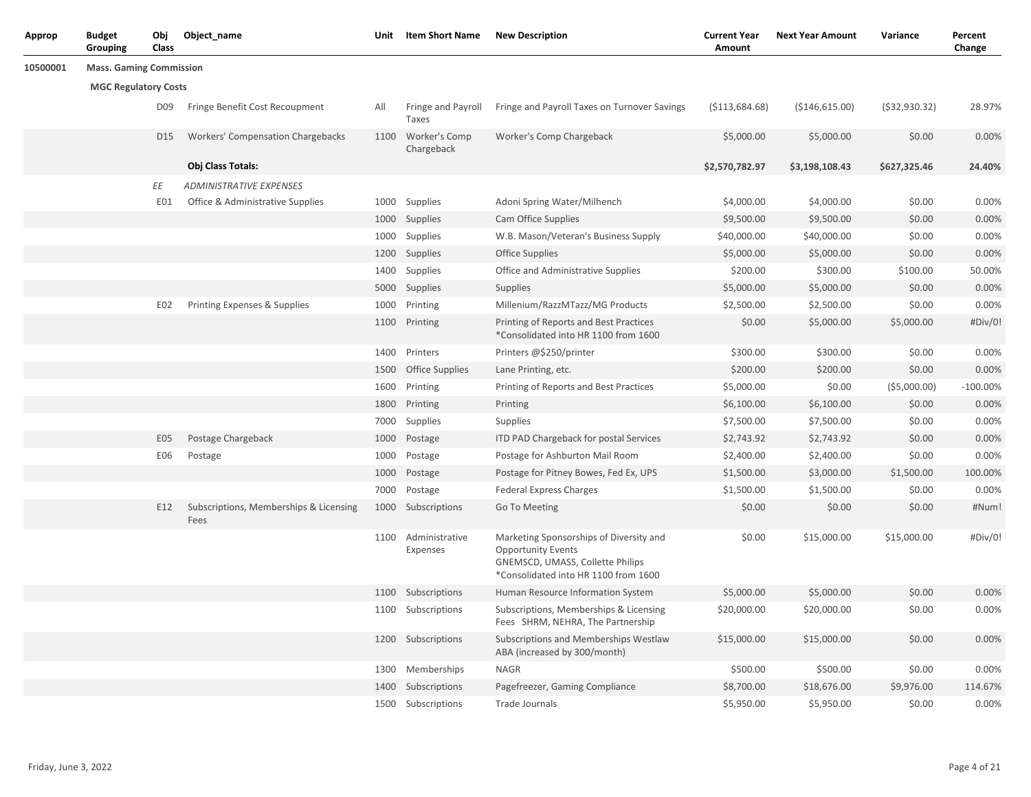| Approp | Budget Grouping | Obj Class | Object_name | Unit | Item Short Name | New Description | Current Year Amount | Next Year Amount | Variance | Percent Change |
|---|---|---|---|---|---|---|---|---|---|---|
| 10500001 | **Mass. Gaming Commission** | | | | | | | | | |
| | **MGC Regulatory Costs** | | | | | | | | | |
| | | D09 | Fringe Benefit Cost Recoupment | All | Fringe and Payroll Taxes | Fringe and Payroll Taxes on Turnover Savings | ($113,684.68) | ($146,615.00) | ($32,930.32) | 28.97% |
| | | D15 | Workers' Compensation Chargebacks | 1100 | Worker's Comp Chargeback | Worker's Comp Chargeback | $5,000.00 | $5,000.00 | $0.00 | 0.00% |
| | | | **Obj Class Totals:** | | | | **$2,570,782.97** | **$3,198,108.43** | **$627,325.46** | **24.40%** |
| | | *EE* | *ADMINISTRATIVE EXPENSES* | | | | | | | |
| | | E01 | Office & Administrative Supplies | 1000 | Supplies | Adoni Spring Water/Milhench | $4,000.00 | $4,000.00 | $0.00 | 0.00% |
| | | | | 1000 | Supplies | Cam Office Supplies | $9,500.00 | $9,500.00 | $0.00 | 0.00% |
| | | | | 1000 | Supplies | W.B. Mason/Veteran's Business Supply | $40,000.00 | $40,000.00 | $0.00 | 0.00% |
| | | | | 1200 | Supplies | Office Supplies | $5,000.00 | $5,000.00 | $0.00 | 0.00% |
| | | | | 1400 | Supplies | Office and Administrative Supplies | $200.00 | $300.00 | $100.00 | 50.00% |
| | | | | 5000 | Supplies | Supplies | $5,000.00 | $5,000.00 | $0.00 | 0.00% |
| | | E02 | Printing Expenses & Supplies | 1000 | Printing | Millenium/RazzMTazz/MG Products | $2,500.00 | $2,500.00 | $0.00 | 0.00% |
| | | | | 1100 | Printing | Printing of Reports and Best Practices *Consolidated into HR 1100 from 1600 | $0.00 | $5,000.00 | $5,000.00 | #Div/0! |
| | | | | 1400 | Printers | Printers @$250/printer | $300.00 | $300.00 | $0.00 | 0.00% |
| | | | | 1500 | Office Supplies | Lane Printing, etc. | $200.00 | $200.00 | $0.00 | 0.00% |
| | | | | 1600 | Printing | Printing of Reports and Best Practices | $5,000.00 | $0.00 | ($5,000.00) | -100.00% |
| | | | | 1800 | Printing | Printing | $6,100.00 | $6,100.00 | $0.00 | 0.00% |
| | | | | 7000 | Supplies | Supplies | $7,500.00 | $7,500.00 | $0.00 | 0.00% |
| | | E05 | Postage Chargeback | 1000 | Postage | ITD PAD Chargeback for postal Services | $2,743.92 | $2,743.92 | $0.00 | 0.00% |
| | | E06 | Postage | 1000 | Postage | Postage for Ashburton Mail Room | $2,400.00 | $2,400.00 | $0.00 | 0.00% |
| | | | | 1000 | Postage | Postage for Pitney Bowes, Fed Ex, UPS | $1,500.00 | $3,000.00 | $1,500.00 | 100.00% |
| | | | | 7000 | Postage | Federal Express Charges | $1,500.00 | $1,500.00 | $0.00 | 0.00% |
| | | E12 | Subscriptions, Memberships & Licensing Fees | 1000 | Subscriptions | Go To Meeting | $0.00 | $0.00 | $0.00 | #Num! |
| | | | | 1100 | Administrative Expenses | Marketing Sponsorships of Diversity and Opportunity Events GNEMSCD, UMASS, Collette Philips *Consolidated into HR 1100 from 1600 | $0.00 | $15,000.00 | $15,000.00 | #Div/0! |
| | | | | 1100 | Subscriptions | Human Resource Information System | $5,000.00 | $5,000.00 | $0.00 | 0.00% |
| | | | | 1100 | Subscriptions | Subscriptions, Memberships & Licensing Fees SHRM, NEHRA, The Partnership | $20,000.00 | $20,000.00 | $0.00 | 0.00% |
| | | | | 1200 | Subscriptions | Subscriptions and Memberships Westlaw ABA (increased by 300/month) | $15,000.00 | $15,000.00 | $0.00 | 0.00% |
| | | | | 1300 | Memberships | NAGR | $500.00 | $500.00 | $0.00 | 0.00% |
| | | | | 1400 | Subscriptions | Pagefreezer, Gaming Compliance | $8,700.00 | $18,676.00 | $9,976.00 | 114.67% |
| | | | | 1500 | Subscriptions | Trade Journals | $5,950.00 | $5,950.00 | $0.00 | 0.00% |

Friday, June 3, 2022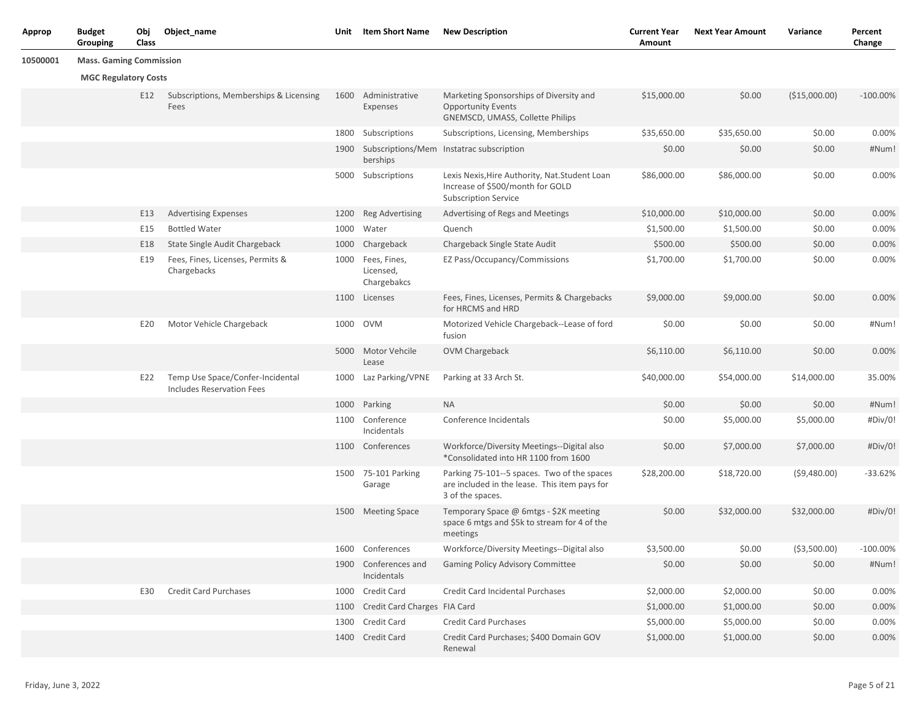| Approp | Budget Grouping | Obj Class | Object_name | Unit | Item Short Name | New Description | Current Year Amount | Next Year Amount | Variance | Percent Change |
|---|---|---|---|---|---|---|---|---|---|---|
| 10500001 | **Mass. Gaming Commission** | | | | | | | | | |
| | **MGC Regulatory Costs** | | | | | | | | | |
| | | E12 | Subscriptions, Memberships & Licensing Fees | 1600 | Administrative Expenses | Marketing Sponsorships of Diversity and Opportunity Events GNEMSCD, UMASS, Collette Philips | $15,000.00 | $0.00 | ($15,000.00) | -100.00% |
| | | | | 1800 | Subscriptions | Subscriptions, Licensing, Memberships | $35,650.00 | $35,650.00 | $0.00 | 0.00% |
| | | | | 1900 | Subscriptions/Memberships | Instatrac subscription | $0.00 | $0.00 | $0.00 | #Num! |
| | | | | 5000 | Subscriptions | Lexis Nexis,Hire Authority, Nat.Student Loan Increase of $500/month for GOLD Subscription Service | $86,000.00 | $86,000.00 | $0.00 | 0.00% |
| | | E13 | Advertising Expenses | 1200 | Reg Advertising | Advertising of Regs and Meetings | $10,000.00 | $10,000.00 | $0.00 | 0.00% |
| | | E15 | Bottled Water | 1000 | Water | Quench | $1,500.00 | $1,500.00 | $0.00 | 0.00% |
| | | E18 | State Single Audit Chargeback | 1000 | Chargeback | Chargeback Single State Audit | $500.00 | $500.00 | $0.00 | 0.00% |
| | | E19 | Fees, Fines, Licenses, Permits & Chargebacks | 1000 | Fees, Fines, Licensed, Chargebakcs | EZ Pass/Occupancy/Commissions | $1,700.00 | $1,700.00 | $0.00 | 0.00% |
| | | | | 1100 | Licenses | Fees, Fines, Licenses, Permits & Chargebacks for HRCMS and HRD | $9,000.00 | $9,000.00 | $0.00 | 0.00% |
| | | E20 | Motor Vehicle Chargeback | 1000 | OVM | Motorized Vehicle Chargeback--Lease of ford fusion | $0.00 | $0.00 | $0.00 | #Num! |
| | | | | 5000 | Motor Vehcile Lease | OVM Chargeback | $6,110.00 | $6,110.00 | $0.00 | 0.00% |
| | | E22 | Temp Use Space/Confer-Incidental Includes Reservation Fees | 1000 | Laz Parking/VPNE | Parking at 33 Arch St. | $40,000.00 | $54,000.00 | $14,000.00 | 35.00% |
| | | | | 1000 | Parking | NA | $0.00 | $0.00 | $0.00 | #Num! |
| | | | | 1100 | Conference Incidentals | Conference Incidentals | $0.00 | $5,000.00 | $5,000.00 | #Div/0! |
| | | | | 1100 | Conferences | Workforce/Diversity Meetings--Digital also *Consolidated into HR 1100 from 1600 | $0.00 | $7,000.00 | $7,000.00 | #Div/0! |
| | | | | 1500 | 75-101 Parking Garage | Parking 75-101--5 spaces. Two of the spaces are included in the lease. This item pays for 3 of the spaces. | $28,200.00 | $18,720.00 | ($9,480.00) | -33.62% |
| | | | | 1500 | Meeting Space | Temporary Space @ 6mtgs - $2K meeting space 6 mtgs and $5k to stream for 4 of the meetings | $0.00 | $32,000.00 | $32,000.00 | #Div/0! |
| | | | | 1600 | Conferences | Workforce/Diversity Meetings--Digital also | $3,500.00 | $0.00 | ($3,500.00) | -100.00% |
| | | | | 1900 | Conferences and Incidentals | Gaming Policy Advisory Committee | $0.00 | $0.00 | $0.00 | #Num! |
| | | E30 | Credit Card Purchases | 1000 | Credit Card | Credit Card Incidental Purchases | $2,000.00 | $2,000.00 | $0.00 | 0.00% |
| | | | | 1100 | Credit Card Charges | FIA Card | $1,000.00 | $1,000.00 | $0.00 | 0.00% |
| | | | | 1300 | Credit Card | Credit Card Purchases | $5,000.00 | $5,000.00 | $0.00 | 0.00% |
| | | | | 1400 | Credit Card | Credit Card Purchases; $400 Domain GOV Renewal | $1,000.00 | $1,000.00 | $0.00 | 0.00% |

Friday, June 3, 2022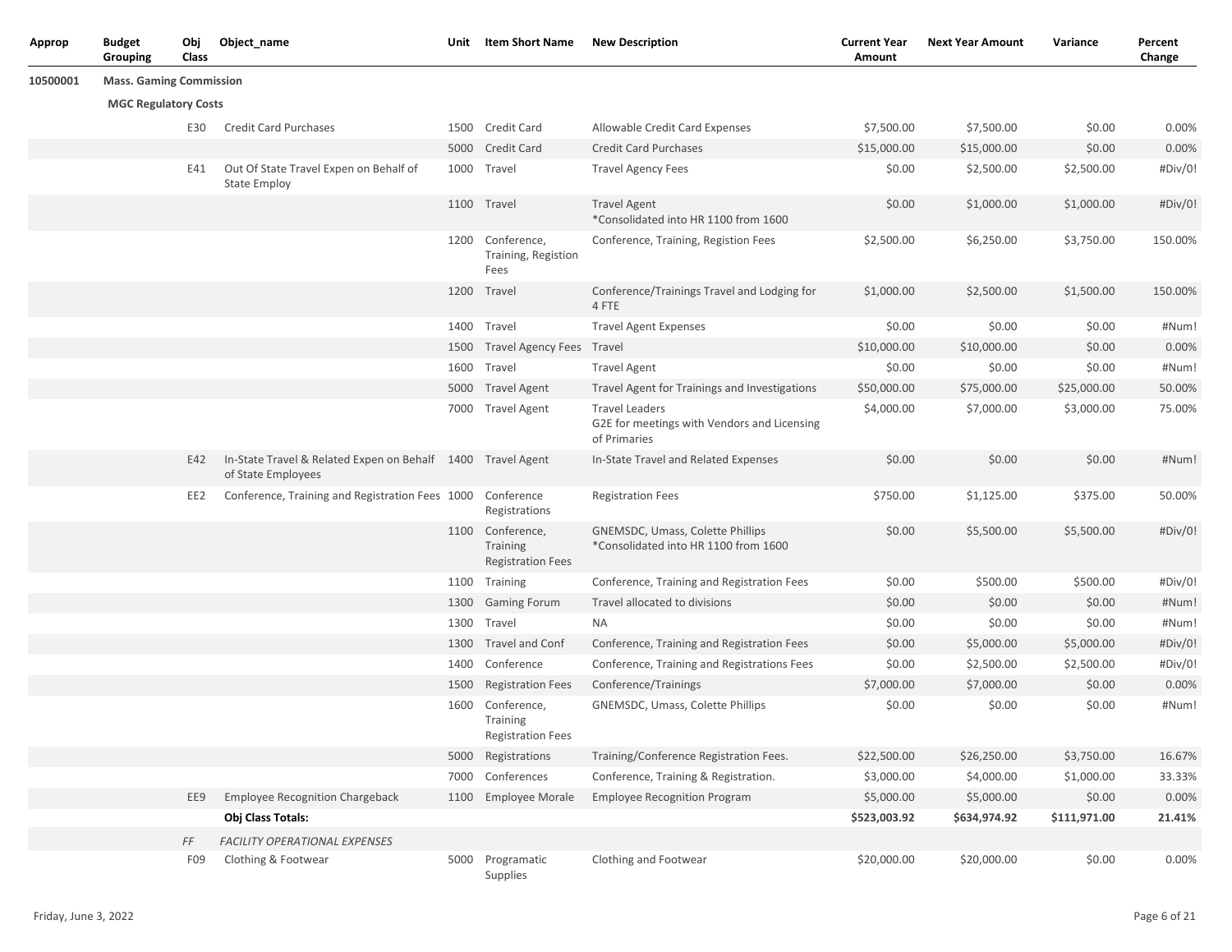| Approp | Budget Grouping | Obj Class | Object_name | Unit | Item Short Name | New Description | Current Year Amount | Next Year Amount | Variance | Percent Change |
|---|---|---|---|---|---|---|---|---|---|---|
| 10500001 | **Mass. Gaming Commission** | | | | | | | | | |
| | **MGC Regulatory Costs** | | | | | | | | | |
| | | E30 | Credit Card Purchases | 1500 | Credit Card | Allowable Credit Card Expenses | $7,500.00 | $7,500.00 | $0.00 | 0.00% |
| | | | | 5000 | Credit Card | Credit Card Purchases | $15,000.00 | $15,000.00 | $0.00 | 0.00% |
| | | E41 | Out Of State Travel Expen on Behalf of State Employ | 1000 | Travel | Travel Agency Fees | $0.00 | $2,500.00 | $2,500.00 | #Div/0! |
| | | | | 1100 | Travel | Travel Agent *Consolidated into HR 1100 from 1600 | $0.00 | $1,000.00 | $1,000.00 | #Div/0! |
| | | | | 1200 | Conference, Training, Registion Fees | Conference, Training, Registion Fees | $2,500.00 | $6,250.00 | $3,750.00 | 150.00% |
| | | | | 1200 | Travel | Conference/Trainings Travel and Lodging for 4 FTE | $1,000.00 | $2,500.00 | $1,500.00 | 150.00% |
| | | | | 1400 | Travel | Travel Agent Expenses | $0.00 | $0.00 | $0.00 | #Num! |
| | | | | 1500 | Travel Agency Fees | Travel | $10,000.00 | $10,000.00 | $0.00 | 0.00% |
| | | | | 1600 | Travel | Travel Agent | $0.00 | $0.00 | $0.00 | #Num! |
| | | | | 5000 | Travel Agent | Travel Agent for Trainings and Investigations | $50,000.00 | $75,000.00 | $25,000.00 | 50.00% |
| | | | | 7000 | Travel Agent | Travel Leaders G2E for meetings with Vendors and Licensing of Primaries | $4,000.00 | $7,000.00 | $3,000.00 | 75.00% |
| | | E42 | In-State Travel & Related Expen on Behalf of State Employees | 1400 | Travel Agent | In-State Travel and Related Expenses | $0.00 | $0.00 | $0.00 | #Num! |
| | | EE2 | Conference, Training and Registration Fees | 1000 | Conference Registrations | Registration Fees | $750.00 | $1,125.00 | $375.00 | 50.00% |
| | | | | 1100 | Conference, Training Registration Fees | GNEMSDC, Umass, Colette Phillips *Consolidated into HR 1100 from 1600 | $0.00 | $5,500.00 | $5,500.00 | #Div/0! |
| | | | | 1100 | Training | Conference, Training and Registration Fees | $0.00 | $500.00 | $500.00 | #Div/0! |
| | | | | 1300 | Gaming Forum | Travel allocated to divisions | $0.00 | $0.00 | $0.00 | #Num! |
| | | | | 1300 | Travel | NA | $0.00 | $0.00 | $0.00 | #Num! |
| | | | | 1300 | Travel and Conf | Conference, Training and Registration Fees | $0.00 | $5,000.00 | $5,000.00 | #Div/0! |
| | | | | 1400 | Conference | Conference, Training and Registrations Fees | $0.00 | $2,500.00 | $2,500.00 | #Div/0! |
| | | | | 1500 | Registration Fees | Conference/Trainings | $7,000.00 | $7,000.00 | $0.00 | 0.00% |
| | | | | 1600 | Conference, Training Registration Fees | GNEMSDC, Umass, Colette Phillips | $0.00 | $0.00 | $0.00 | #Num! |
| | | | | 5000 | Registrations | Training/Conference Registration Fees. | $22,500.00 | $26,250.00 | $3,750.00 | 16.67% |
| | | | | 7000 | Conferences | Conference, Training & Registration. | $3,000.00 | $4,000.00 | $1,000.00 | 33.33% |
| | | EE9 | Employee Recognition Chargeback | 1100 | Employee Morale | Employee Recognition Program | $5,000.00 | $5,000.00 | $0.00 | 0.00% |
| | | | **Obj Class Totals:** | | | | **$523,003.92** | **$634,974.92** | **$111,971.00** | **21.41%** |
| | | *FF* | *FACILITY OPERATIONAL EXPENSES* | | | | | | | |
| | | F09 | Clothing & Footwear | 5000 | Programatic Supplies | Clothing and Footwear | $20,000.00 | $20,000.00 | $0.00 | 0.00% |

Friday, June 3, 2022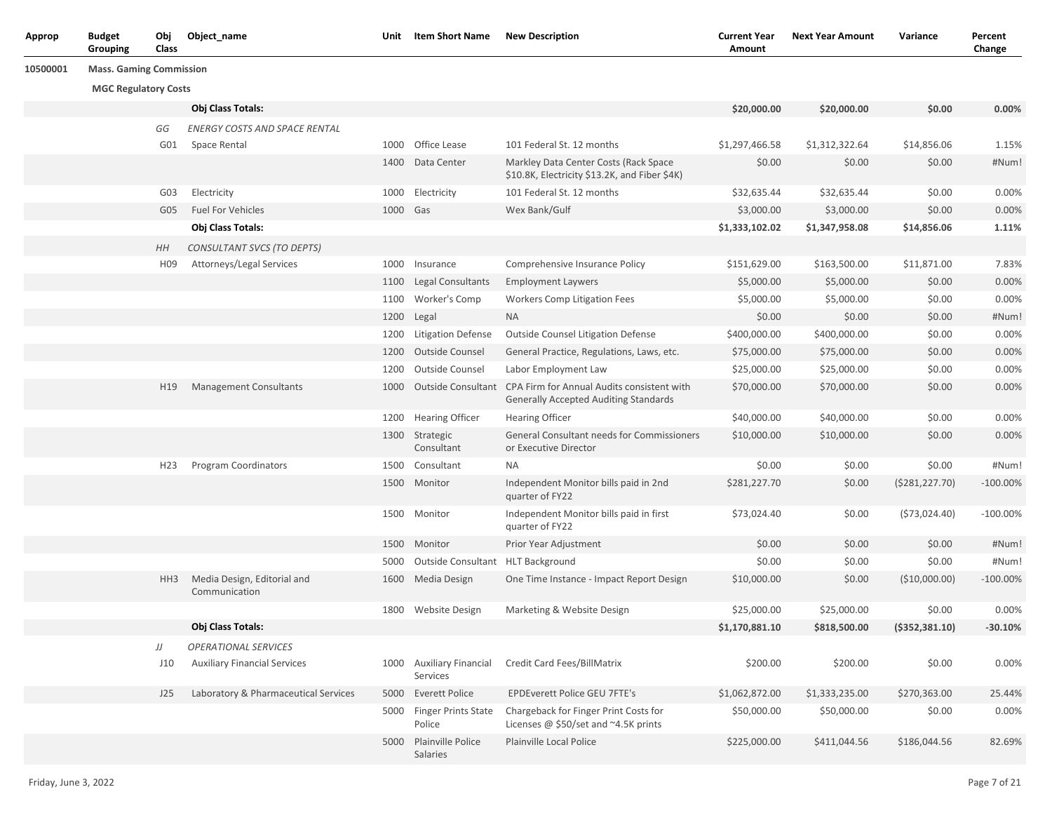| Approp | Budget Grouping | Obj Class | Object_name | Unit | Item Short Name | New Description | Current Year Amount | Next Year Amount | Variance | Percent Change |
|---|---|---|---|---|---|---|---|---|---|---|
| 10500001 | **Mass. Gaming Commission** | | | | | | | | | |
| | **MGC Regulatory Costs** | | | | | | | | | |
| | | | **Obj Class Totals:** | | | | **$20,000.00** | **$20,000.00** | **$0.00** | **0.00%** |
| | | *GG* | *ENERGY COSTS AND SPACE RENTAL* | | | | | | | |
| | | G01 | Space Rental | 1000 | Office Lease | 101 Federal St. 12 months | $1,297,466.58 | $1,312,322.64 | $14,856.06 | 1.15% |
| | | | | 1400 | Data Center | Markley Data Center Costs (Rack Space $10.8K, Electricity $13.2K, and Fiber $4K) | $0.00 | $0.00 | $0.00 | #Num! |
| | | G03 | Electricity | 1000 | Electricity | 101 Federal St. 12 months | $32,635.44 | $32,635.44 | $0.00 | 0.00% |
| | | G05 | Fuel For Vehicles | 1000 | Gas | Wex Bank/Gulf | $3,000.00 | $3,000.00 | $0.00 | 0.00% |
| | | | **Obj Class Totals:** | | | | **$1,333,102.02** | **$1,347,958.08** | **$14,856.06** | **1.11%** |
| | | *HH* | *CONSULTANT SVCS (TO DEPTS)* | | | | | | | |
| | | H09 | Attorneys/Legal Services | 1000 | Insurance | Comprehensive Insurance Policy | $151,629.00 | $163,500.00 | $11,871.00 | 7.83% |
| | | | | 1100 | Legal Consultants | Employment Laywers | $5,000.00 | $5,000.00 | $0.00 | 0.00% |
| | | | | 1100 | Worker's Comp | Workers Comp Litigation Fees | $5,000.00 | $5,000.00 | $0.00 | 0.00% |
| | | | | 1200 | Legal | NA | $0.00 | $0.00 | $0.00 | #Num! |
| | | | | 1200 | Litigation Defense | Outside Counsel Litigation Defense | $400,000.00 | $400,000.00 | $0.00 | 0.00% |
| | | | | 1200 | Outside Counsel | General Practice, Regulations, Laws, etc. | $75,000.00 | $75,000.00 | $0.00 | 0.00% |
| | | | | 1200 | Outside Counsel | Labor Employment Law | $25,000.00 | $25,000.00 | $0.00 | 0.00% |
| | | H19 | Management Consultants | 1000 | Outside Consultant | CPA Firm for Annual Audits consistent with Generally Accepted Auditing Standards | $70,000.00 | $70,000.00 | $0.00 | 0.00% |
| | | | | 1200 | Hearing Officer | Hearing Officer | $40,000.00 | $40,000.00 | $0.00 | 0.00% |
| | | | | 1300 | Strategic Consultant | General Consultant needs for Commissioners or Executive Director | $10,000.00 | $10,000.00 | $0.00 | 0.00% |
| | | H23 | Program Coordinators | 1500 | Consultant | NA | $0.00 | $0.00 | $0.00 | #Num! |
| | | | | 1500 | Monitor | Independent Monitor bills paid in 2nd quarter of FY22 | $281,227.70 | $0.00 | ($281,227.70) | -100.00% |
| | | | | 1500 | Monitor | Independent Monitor bills paid in first quarter of FY22 | $73,024.40 | $0.00 | ($73,024.40) | -100.00% |
| | | | | 1500 | Monitor | Prior Year Adjustment | $0.00 | $0.00 | $0.00 | #Num! |
| | | | | 5000 | Outside Consultant | HLT Background | $0.00 | $0.00 | $0.00 | #Num! |
| | | HH3 | Media Design, Editorial and Communication | 1600 | Media Design | One Time Instance - Impact Report Design | $10,000.00 | $0.00 | ($10,000.00) | -100.00% |
| | | | | 1800 | Website Design | Marketing & Website Design | $25,000.00 | $25,000.00 | $0.00 | 0.00% |
| | | | **Obj Class Totals:** | | | | **$1,170,881.10** | **$818,500.00** | **($352,381.10)** | **-30.10%** |
| | | *JJ* | *OPERATIONAL SERVICES* | | | | | | | |
| | | J10 | Auxiliary Financial Services | 1000 | Auxiliary Financial Services | Credit Card Fees/BillMatrix | $200.00 | $200.00 | $0.00 | 0.00% |
| | | J25 | Laboratory & Pharmaceutical Services | 5000 | Everett Police | EPDEverett Police GEU 7FTE's | $1,062,872.00 | $1,333,235.00 | $270,363.00 | 25.44% |
| | | | | 5000 | Finger Prints State Police | Chargeback for Finger Print Costs for Licenses @ $50/set and ~4.5K prints | $50,000.00 | $50,000.00 | $0.00 | 0.00% |
| | | | | 5000 | Plainville Police Salaries | Plainville Local Police | $225,000.00 | $411,044.56 | $186,044.56 | 82.69% |

Friday, June 3, 2022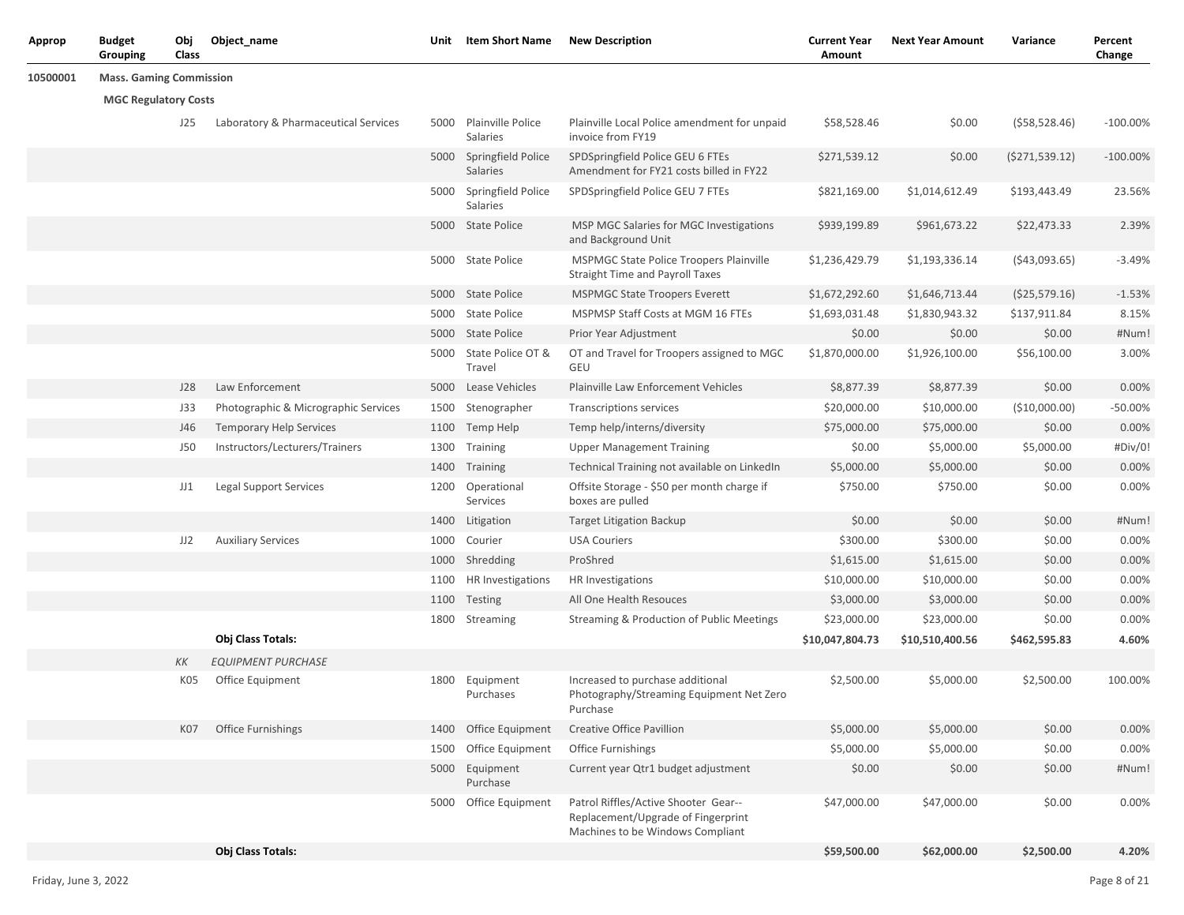| Approp | Budget Grouping | Obj Class | Object_name | Unit | Item Short Name | New Description | Current Year Amount | Next Year Amount | Variance | Percent Change |
|---|---|---|---|---|---|---|---|---|---|---|
| 10500001 | Mass. Gaming Commission | | | | | | | | | |
| | MGC Regulatory Costs | | | | | | | | | |
| | | J25 | Laboratory & Pharmaceutical Services | 5000 | Plainville Police Salaries | Plainville Local Police amendment for unpaid invoice from FY19 | $58,528.46 | $0.00 | ($58,528.46) | -100.00% |
| | | | | 5000 | Springfield Police Salaries | SPDSpringfield Police GEU 6 FTEs Amendment for FY21 costs billed in FY22 | $271,539.12 | $0.00 | ($271,539.12) | -100.00% |
| | | | | 5000 | Springfield Police Salaries | SPDSpringfield Police GEU 7 FTEs | $821,169.00 | $1,014,612.49 | $193,443.49 | 23.56% |
| | | | | 5000 | State Police | MSP MGC Salaries for MGC Investigations and Background Unit | $939,199.89 | $961,673.22 | $22,473.33 | 2.39% |
| | | | | 5000 | State Police | MSPMGC State Police Troopers Plainville Straight Time and Payroll Taxes | $1,236,429.79 | $1,193,336.14 | ($43,093.65) | -3.49% |
| | | | | 5000 | State Police | MSPMGC State Troopers Everett | $1,672,292.60 | $1,646,713.44 | ($25,579.16) | -1.53% |
| | | | | 5000 | State Police | MSPMSP Staff Costs at MGM 16 FTEs | $1,693,031.48 | $1,830,943.32 | $137,911.84 | 8.15% |
| | | | | 5000 | State Police | Prior Year Adjustment | $0.00 | $0.00 | $0.00 | #Num! |
| | | | | 5000 | State Police OT & Travel | OT and Travel for Troopers assigned to MGC GEU | $1,870,000.00 | $1,926,100.00 | $56,100.00 | 3.00% |
| | | J28 | Law Enforcement | 5000 | Lease Vehicles | Plainville Law Enforcement Vehicles | $8,877.39 | $8,877.39 | $0.00 | 0.00% |
| | | J33 | Photographic & Micrographic Services | 1500 | Stenographer | Transcriptions services | $20,000.00 | $10,000.00 | ($10,000.00) | -50.00% |
| | | J46 | Temporary Help Services | 1100 | Temp Help | Temp help/interns/diversity | $75,000.00 | $75,000.00 | $0.00 | 0.00% |
| | | J50 | Instructors/Lecturers/Trainers | 1300 | Training | Upper Management Training | $0.00 | $5,000.00 | $5,000.00 | #Div/0! |
| | | | | 1400 | Training | Technical Training not available on LinkedIn | $5,000.00 | $5,000.00 | $0.00 | 0.00% |
| | | JJ1 | Legal Support Services | 1200 | Operational Services | Offsite Storage - $50 per month charge if boxes are pulled | $750.00 | $750.00 | $0.00 | 0.00% |
| | | | | 1400 | Litigation | Target Litigation Backup | $0.00 | $0.00 | $0.00 | #Num! |
| | | JJ2 | Auxiliary Services | 1000 | Courier | USA Couriers | $300.00 | $300.00 | $0.00 | 0.00% |
| | | | | 1000 | Shredding | ProShred | $1,615.00 | $1,615.00 | $0.00 | 0.00% |
| | | | | 1100 | HR Investigations | HR Investigations | $10,000.00 | $10,000.00 | $0.00 | 0.00% |
| | | | | 1100 | Testing | All One Health Resouces | $3,000.00 | $3,000.00 | $0.00 | 0.00% |
| | | | | 1800 | Streaming | Streaming & Production of Public Meetings | $23,000.00 | $23,000.00 | $0.00 | 0.00% |
| | | | **Obj Class Totals:** | | | | **$10,047,804.73** | **$10,510,400.56** | **$462,595.83** | **4.60%** |
| | | *KK* | *EQUIPMENT PURCHASE* | | | | | | | |
| | | K05 | Office Equipment | 1800 | Equipment Purchases | Increased to purchase additional Photography/Streaming Equipment Net Zero Purchase | $2,500.00 | $5,000.00 | $2,500.00 | 100.00% |
| | | K07 | Office Furnishings | 1400 | Office Equipment | Creative Office Pavillion | $5,000.00 | $5,000.00 | $0.00 | 0.00% |
| | | | | 1500 | Office Equipment | Office Furnishings | $5,000.00 | $5,000.00 | $0.00 | 0.00% |
| | | | | 5000 | Equipment Purchase | Current year Qtr1 budget adjustment | $0.00 | $0.00 | $0.00 | #Num! |
| | | | | 5000 | Office Equipment | Patrol Riffles/Active Shooter Gear--Replacement/Upgrade of Fingerprint Machines to be Windows Compliant | $47,000.00 | $47,000.00 | $0.00 | 0.00% |
| | | | **Obj Class Totals:** | | | | **$59,500.00** | **$62,000.00** | **$2,500.00** | **4.20%** |

Friday, June 3, 2022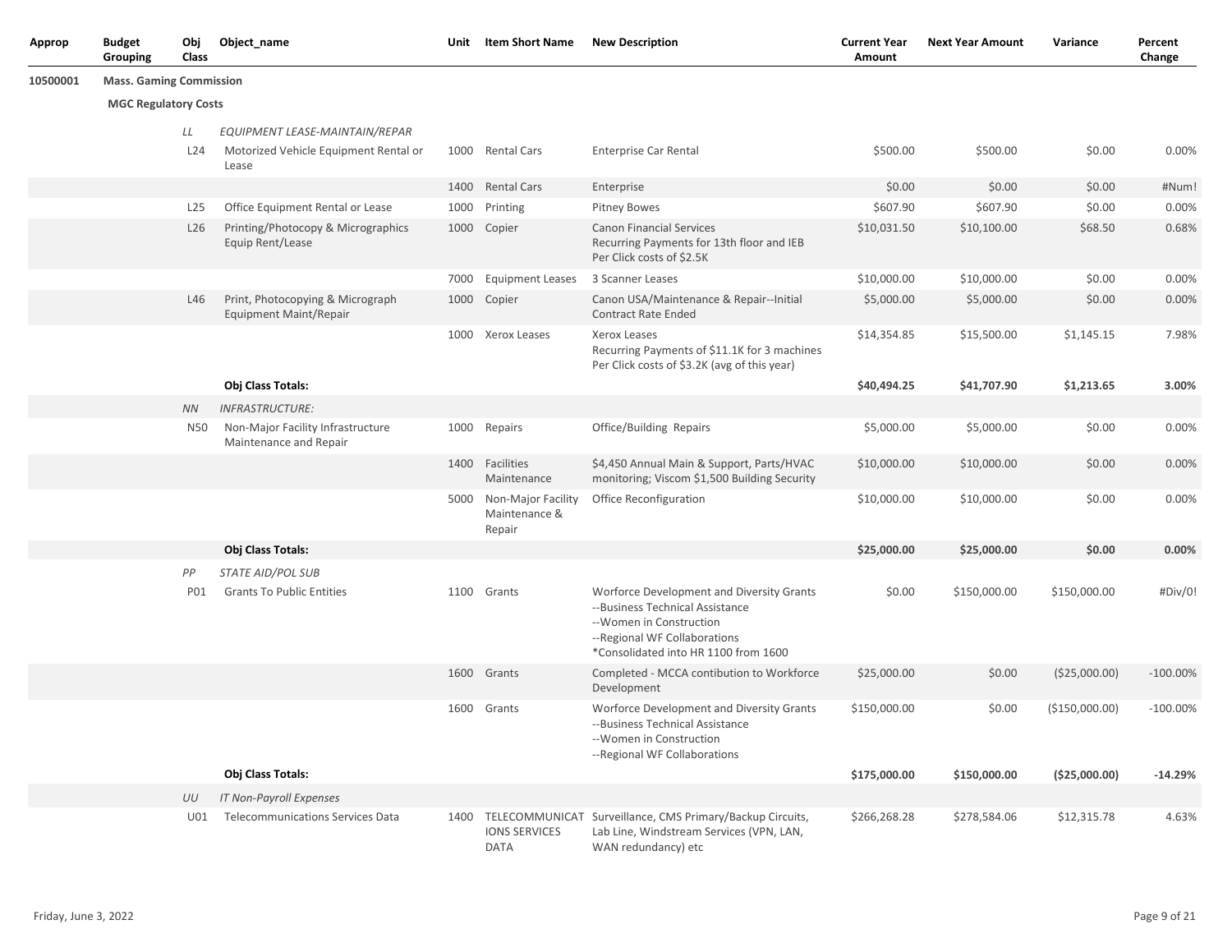| Approp | Budget Grouping | Obj Class | Object_name | Unit | Item Short Name | New Description | Current Year Amount | Next Year Amount | Variance | Percent Change |
|---|---|---|---|---|---|---|---|---|---|---|
| **10500001** | **Mass. Gaming Commission** | | | | | | | | | |
| | **MGC Regulatory Costs** | | | | | | | | | |
| | | *LL* | *EQUIPMENT LEASE-MAINTAIN/REPAR* | | | | | | | |
| | | L24 | Motorized Vehicle Equipment Rental or Lease | 1000 | Rental Cars | Enterprise Car Rental | $500.00 | $500.00 | $0.00 | 0.00% |
| | | | | 1400 | Rental Cars | Enterprise | $0.00 | $0.00 | $0.00 | #Num! |
| | | L25 | Office Equipment Rental or Lease | 1000 | Printing | Pitney Bowes | $607.90 | $607.90 | $0.00 | 0.00% |
| | | L26 | Printing/Photocopy & Micrographics Equip Rent/Lease | 1000 | Copier | Canon Financial Services Recurring Payments for 13th floor and IEB Per Click costs of $2.5K | $10,031.50 | $10,100.00 | $68.50 | 0.68% |
| | | | | 7000 | Equipment Leases | 3 Scanner Leases | $10,000.00 | $10,000.00 | $0.00 | 0.00% |
| | | L46 | Print, Photocopying & Micrograph Equipment Maint/Repair | 1000 | Copier | Canon USA/Maintenance & Repair--Initial Contract Rate Ended | $5,000.00 | $5,000.00 | $0.00 | 0.00% |
| | | | | 1000 | Xerox Leases | Xerox Leases Recurring Payments of $11.1K for 3 machines Per Click costs of $3.2K (avg of this year) | $14,354.85 | $15,500.00 | $1,145.15 | 7.98% |
| | | | **Obj Class Totals:** | | | | **$40,494.25** | **$41,707.90** | **$1,213.65** | **3.00%** |
| | | *NN* | *INFRASTRUCTURE:* | | | | | | | |
| | | N50 | Non-Major Facility Infrastructure Maintenance and Repair | 1000 | Repairs | Office/Building Repairs | $5,000.00 | $5,000.00 | $0.00 | 0.00% |
| | | | | 1400 | Facilities Maintenance | $4,450 Annual Main & Support, Parts/HVAC monitoring; Viscom $1,500 Building Security | $10,000.00 | $10,000.00 | $0.00 | 0.00% |
| | | | | 5000 | Non-Major Facility Maintenance & Repair | Office Reconfiguration | $10,000.00 | $10,000.00 | $0.00 | 0.00% |
| | | | **Obj Class Totals:** | | | | **$25,000.00** | **$25,000.00** | **$0.00** | **0.00%** |
| | | *PP* | *STATE AID/POL SUB* | | | | | | | |
| | | P01 | Grants To Public Entities | 1100 | Grants | Worforce Development and Diversity Grants --Business Technical Assistance --Women in Construction --Regional WF Collaborations *Consolidated into HR 1100 from 1600 | $0.00 | $150,000.00 | $150,000.00 | #Div/0! |
| | | | | 1600 | Grants | Completed - MCCA contibution to Workforce Development | $25,000.00 | $0.00 | ($25,000.00) | -100.00% |
| | | | | 1600 | Grants | Worforce Development and Diversity Grants --Business Technical Assistance --Women in Construction --Regional WF Collaborations | $150,000.00 | $0.00 | ($150,000.00) | -100.00% |
| | | | **Obj Class Totals:** | | | | **$175,000.00** | **$150,000.00** | **($25,000.00)** | **-14.29%** |
| | | *UU* | *IT Non-Payroll Expenses* | | | | | | | |
| | | U01 | Telecommunications Services Data | 1400 | TELECOMMUNICATIONS SERVICES DATA | Surveillance, CMS Primary/Backup Circuits, Lab Line, Windstream Services (VPN, LAN, WAN redundancy) etc | $266,268.28 | $278,584.06 | $12,315.78 | 4.63% |

Friday, June 3, 2022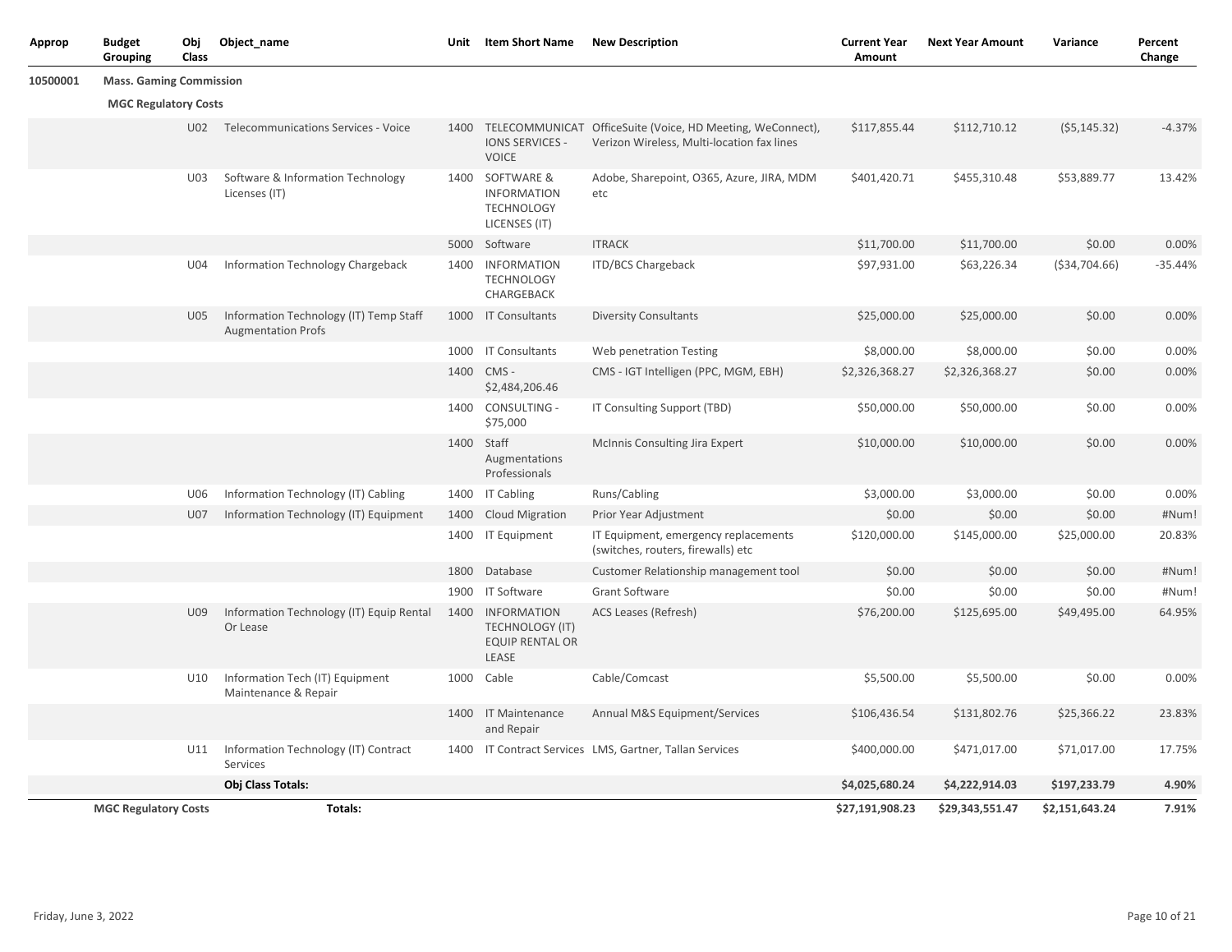| Approp | Budget Grouping | Obj Class | Object_name | Unit | Item Short Name | New Description | Current Year Amount | Next Year Amount | Variance | Percent Change |
|---|---|---|---|---|---|---|---|---|---|---|
| 10500001 | Mass. Gaming Commission | | | | | | | | | |
| | MGC Regulatory Costs | | | | | | | | | |
| | | U02 | Telecommunications Services - Voice | 1400 | TELECOMMUNICATIONS SERVICES - VOICE | OfficeSuite (Voice, HD Meeting, WeConnect), Verizon Wireless, Multi-location fax lines | $117,855.44 | $112,710.12 | ($5,145.32) | -4.37% |
| | | U03 | Software & Information Technology Licenses (IT) | 1400 | SOFTWARE & INFORMATION TECHNOLOGY LICENSES (IT) | Adobe, Sharepoint, O365, Azure, JIRA, MDM etc | $401,420.71 | $455,310.48 | $53,889.77 | 13.42% |
| | | | | 5000 | Software | ITRACK | $11,700.00 | $11,700.00 | $0.00 | 0.00% |
| | | U04 | Information Technology Chargeback | 1400 | INFORMATION TECHNOLOGY CHARGEBACK | ITD/BCS Chargeback | $97,931.00 | $63,226.34 | ($34,704.66) | -35.44% |
| | | U05 | Information Technology (IT) Temp Staff Augmentation Profs | 1000 | IT Consultants | Diversity Consultants | $25,000.00 | $25,000.00 | $0.00 | 0.00% |
| | | | | 1000 | IT Consultants | Web penetration Testing | $8,000.00 | $8,000.00 | $0.00 | 0.00% |
| | | | | 1400 | CMS - $2,484,206.46 | CMS - IGT Intelligen (PPC, MGM, EBH) | $2,326,368.27 | $2,326,368.27 | $0.00 | 0.00% |
| | | | | 1400 | CONSULTING - $75,000 | IT Consulting Support (TBD) | $50,000.00 | $50,000.00 | $0.00 | 0.00% |
| | | | | 1400 | Staff Augmentations Professionals | McInnis Consulting Jira Expert | $10,000.00 | $10,000.00 | $0.00 | 0.00% |
| | | U06 | Information Technology (IT) Cabling | 1400 | IT Cabling | Runs/Cabling | $3,000.00 | $3,000.00 | $0.00 | 0.00% |
| | | U07 | Information Technology (IT) Equipment | 1400 | Cloud Migration | Prior Year Adjustment | $0.00 | $0.00 | $0.00 | #Num! |
| | | | | 1400 | IT Equipment | IT Equipment, emergency replacements (switches, routers, firewalls) etc | $120,000.00 | $145,000.00 | $25,000.00 | 20.83% |
| | | | | 1800 | Database | Customer Relationship management tool | $0.00 | $0.00 | $0.00 | #Num! |
| | | | | 1900 | IT Software | Grant Software | $0.00 | $0.00 | $0.00 | #Num! |
| | | U09 | Information Technology (IT) Equip Rental Or Lease | 1400 | INFORMATION TECHNOLOGY (IT) EQUIP RENTAL OR LEASE | ACS Leases (Refresh) | $76,200.00 | $125,695.00 | $49,495.00 | 64.95% |
| | | U10 | Information Tech (IT) Equipment Maintenance & Repair | 1000 | Cable | Cable/Comcast | $5,500.00 | $5,500.00 | $0.00 | 0.00% |
| | | | | 1400 | IT Maintenance and Repair | Annual M&S Equipment/Services | $106,436.54 | $131,802.76 | $25,366.22 | 23.83% |
| | | U11 | Information Technology (IT) Contract Services | 1400 | IT Contract Services | LMS, Gartner, Tallan Services | $400,000.00 | $471,017.00 | $71,017.00 | 17.75% |
| | | | **Obj Class Totals:** | | | | **$4,025,680.24** | **$4,222,914.03** | **$197,233.79** | **4.90%** |
| | **MGC Regulatory Costs** | | **Totals:** | | | | **$27,191,908.23** | **$29,343,551.47** | **$2,151,643.24** | **7.91%** |

Friday, June 3, 2022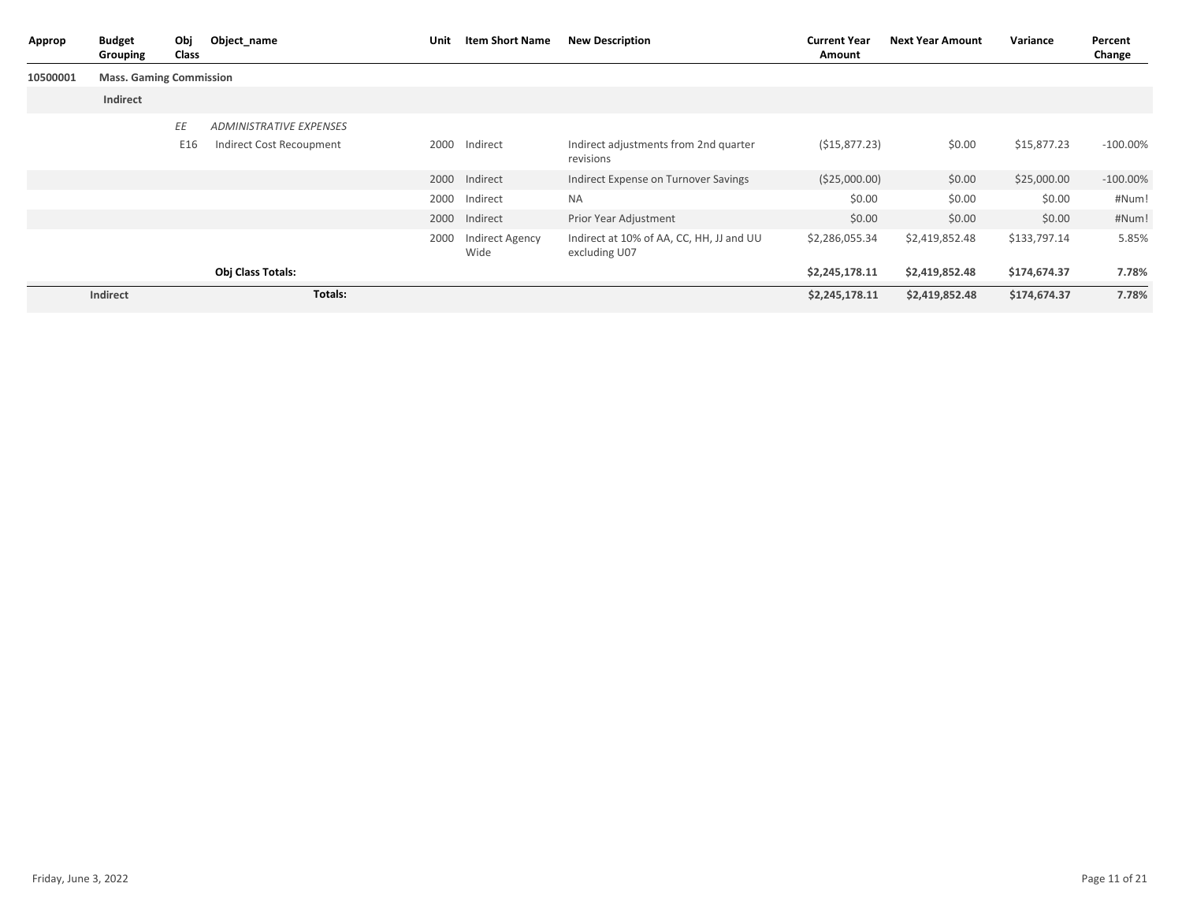| Approp | Budget Grouping | Obj Class | Object_name | Unit | Item Short Name | New Description | Current Year Amount | Next Year Amount | Variance | Percent Change |
|---|---|---|---|---|---|---|---|---|---|---|
| 10500001 | **Mass. Gaming Commission** | | | | | | | | | |
| | **Indirect** | | | | | | | | | |
| | | *EE* | *ADMINISTRATIVE EXPENSES* | | | | | | | |
| | | E16 | Indirect Cost Recoupment | 2000 | Indirect | Indirect adjustments from 2nd quarter revisions | ($15,877.23) | $0.00 | $15,877.23 | -100.00% |
| | | | | 2000 | Indirect | Indirect Expense on Turnover Savings | ($25,000.00) | $0.00 | $25,000.00 | -100.00% |
| | | | | 2000 | Indirect | NA | $0.00 | $0.00 | $0.00 | #Num! |
| | | | | 2000 | Indirect | Prior Year Adjustment | $0.00 | $0.00 | $0.00 | #Num! |
| | | | | 2000 | Indirect Agency Wide | Indirect at 10% of AA, CC, HH, JJ and UU excluding U07 | $2,286,055.34 | $2,419,852.48 | $133,797.14 | 5.85% |
| | | | **Obj Class Totals:** | | | | **$2,245,178.11** | **$2,419,852.48** | **$174,674.37** | **7.78%** |
| | **Indirect** | | **Totals:** | | | | **$2,245,178.11** | **$2,419,852.48** | **$174,674.37** | **7.78%** |

Friday, June 3, 2022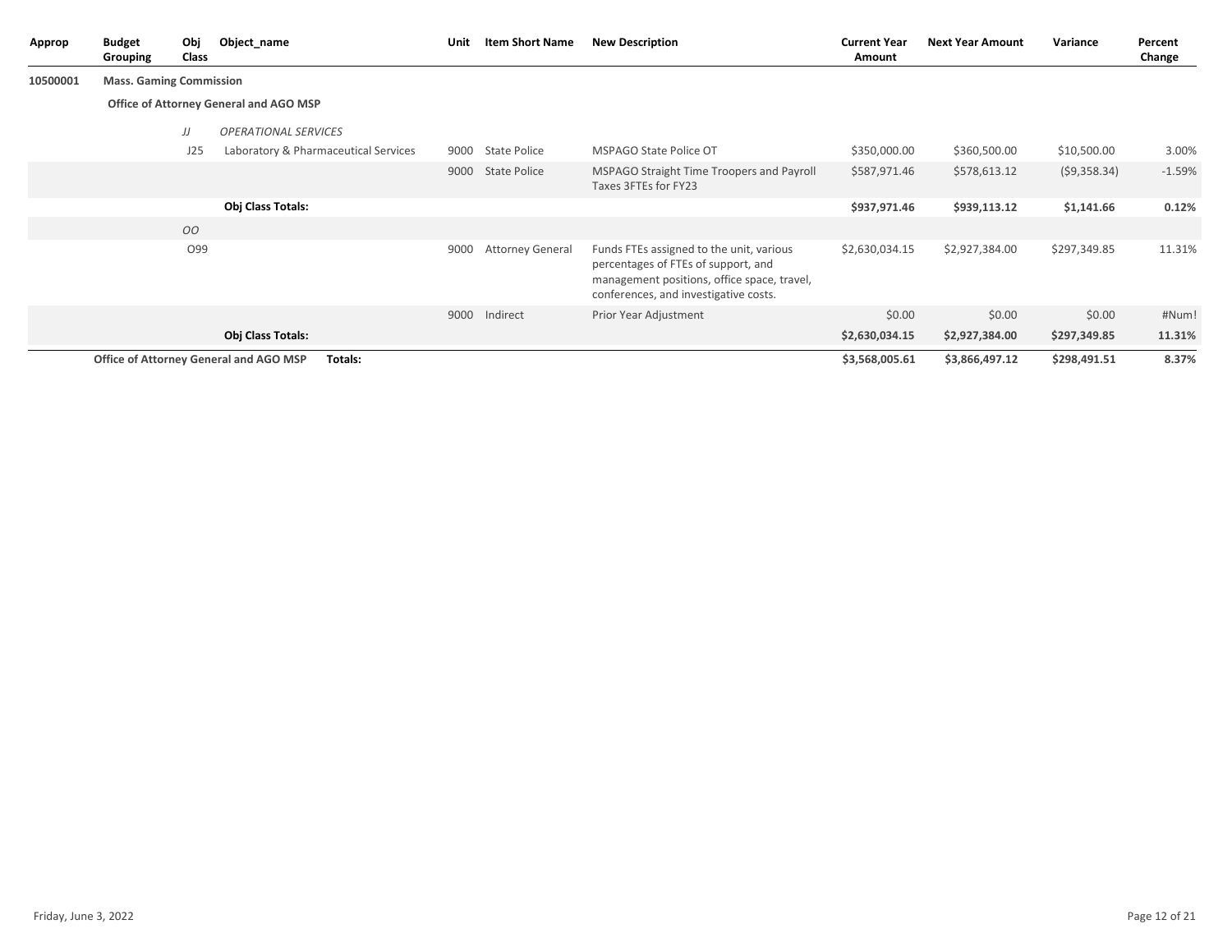| Approp | Budget Grouping | Obj Class | Object_name | Unit | Item Short Name | New Description | Current Year Amount | Next Year Amount | Variance | Percent Change |
|---|---|---|---|---|---|---|---|---|---|---|
| 10500001 | **Mass. Gaming Commission** | | | | | | | | | |
| | **Office of Attorney General and AGO MSP** | | | | | | | | | |
| | | *JJ* | *OPERATIONAL SERVICES* | | | | | | | |
| | | J25 | Laboratory & Pharmaceutical Services | 9000 | State Police | MSPAGO State Police OT | $350,000.00 | $360,500.00 | $10,500.00 | 3.00% |
| | | | | 9000 | State Police | MSPAGO Straight Time Troopers and Payroll Taxes 3FTEs for FY23 | $587,971.46 | $578,613.12 | ($9,358.34) | -1.59% |
| | | | **Obj Class Totals:** | | | | **$937,971.46** | **$939,113.12** | **$1,141.66** | **0.12%** |
| | | *OO* | | | | | | | | |
| | | O99 | | 9000 | Attorney General | Funds FTEs assigned to the unit, various percentages of FTEs of support, and management positions, office space, travel, conferences, and investigative costs. | $2,630,034.15 | $2,927,384.00 | $297,349.85 | 11.31% |
| | | | | 9000 | Indirect | Prior Year Adjustment | $0.00 | $0.00 | $0.00 | #Num! |
| | | | **Obj Class Totals:** | | | | **$2,630,034.15** | **$2,927,384.00** | **$297,349.85** | **11.31%** |
| | **Office of Attorney General and AGO MSP** | | **Totals:** | | | | **$3,568,005.61** | **$3,866,497.12** | **$298,491.51** | **8.37%** |

Friday, June 3, 2022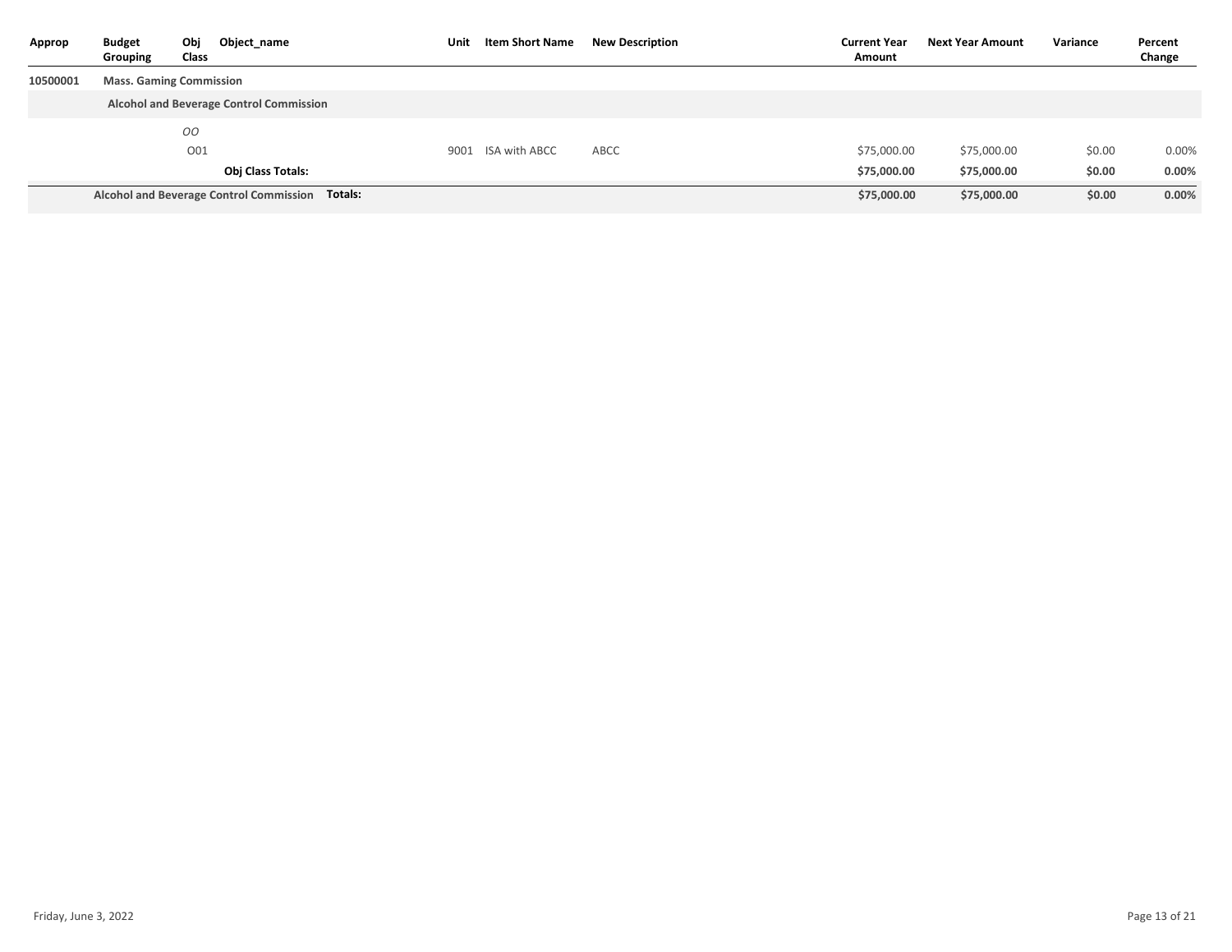| Approp | Budget Grouping | Obj Class | Object_name | Unit | Item Short Name | New Description | Current Year Amount | Next Year Amount | Variance | Percent Change |
|---|---|---|---|---|---|---|---|---|---|---|
| **10500001** | **Mass. Gaming Commission** | | | | | | | | | |
| | **Alcohol and Beverage Control Commission** | | | | | | | | | |
| | | *OO* | | | | | | | | |
| | | O01 | | 9001 | ISA with ABCC | ABCC | $75,000.00 | $75,000.00 | $0.00 | 0.00% |
| | | | **Obj Class Totals:** | | | | **$75,000.00** | **$75,000.00** | **$0.00** | **0.00%** |
| | **Alcohol and Beverage Control Commission Totals:** | | | | | | **$75,000.00** | **$75,000.00** | **$0.00** | **0.00%** |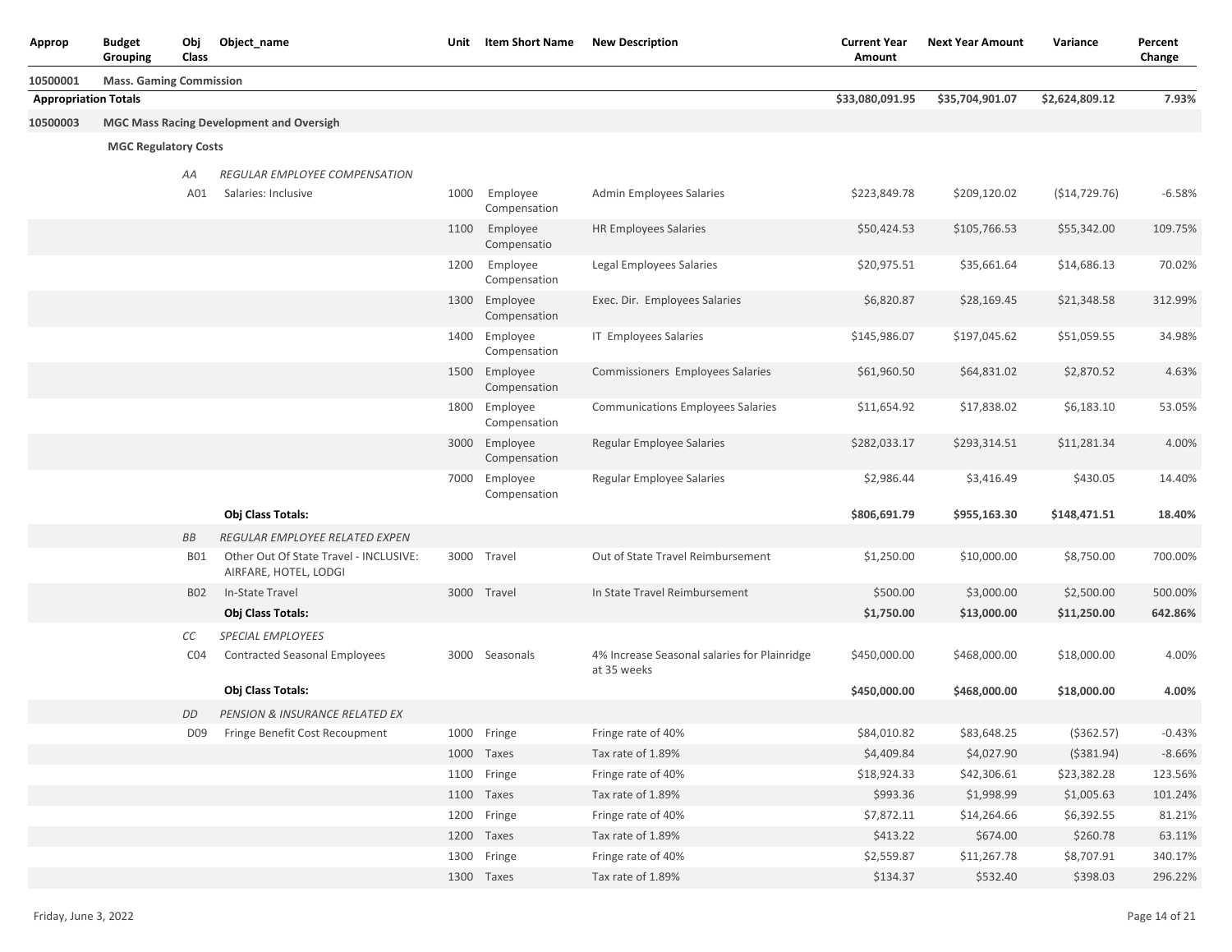| Approp | Budget Grouping | Obj Class | Object_name | Unit | Item Short Name | New Description | Current Year Amount | Next Year Amount | Variance | Percent Change |
|---|---|---|---|---|---|---|---|---|---|---|
| 10500001 | Mass. Gaming Commission | | | | | | | | | |
| **Appropriation Totals** | | | | | | | **$33,080,091.95** | **$35,704,901.07** | **$2,624,809.12** | **7.93%** |
| **10500003** | **MGC Mass Racing Development and Oversigh** | | | | | | | | | |
| | **MGC Regulatory Costs** | | | | | | | | | |
| | | *AA* | *REGULAR EMPLOYEE COMPENSATION* | | | | | | | |
| | | A01 | Salaries: Inclusive | 1000 | Employee Compensation | Admin Employees Salaries | $223,849.78 | $209,120.02 | ($14,729.76) | -6.58% |
| | | | | 1100 | Employee Compensatio | HR Employees Salaries | $50,424.53 | $105,766.53 | $55,342.00 | 109.75% |
| | | | | 1200 | Employee Compensation | Legal Employees Salaries | $20,975.51 | $35,661.64 | $14,686.13 | 70.02% |
| | | | | 1300 | Employee Compensation | Exec. Dir. Employees Salaries | $6,820.87 | $28,169.45 | $21,348.58 | 312.99% |
| | | | | 1400 | Employee Compensation | IT Employees Salaries | $145,986.07 | $197,045.62 | $51,059.55 | 34.98% |
| | | | | 1500 | Employee Compensation | Commissioners Employees Salaries | $61,960.50 | $64,831.02 | $2,870.52 | 4.63% |
| | | | | 1800 | Employee Compensation | Communications Employees Salaries | $11,654.92 | $17,838.02 | $6,183.10 | 53.05% |
| | | | | 3000 | Employee Compensation | Regular Employee Salaries | $282,033.17 | $293,314.51 | $11,281.34 | 4.00% |
| | | | | 7000 | Employee Compensation | Regular Employee Salaries | $2,986.44 | $3,416.49 | $430.05 | 14.40% |
| | | | **Obj Class Totals:** | | | | **$806,691.79** | **$955,163.30** | **$148,471.51** | **18.40%** |
| | | *BB* | *REGULAR EMPLOYEE RELATED EXPEN* | | | | | | | |
| | | B01 | Other Out Of State Travel - INCLUSIVE: AIRFARE, HOTEL, LODGI | 3000 | Travel | Out of State Travel Reimbursement | $1,250.00 | $10,000.00 | $8,750.00 | 700.00% |
| | | B02 | In-State Travel | 3000 | Travel | In State Travel Reimbursement | $500.00 | $3,000.00 | $2,500.00 | 500.00% |
| | | | **Obj Class Totals:** | | | | **$1,750.00** | **$13,000.00** | **$11,250.00** | **642.86%** |
| | | *CC* | *SPECIAL EMPLOYEES* | | | | | | | |
| | | C04 | Contracted Seasonal Employees | 3000 | Seasonals | 4% Increase Seasonal salaries for Plainridge at 35 weeks | $450,000.00 | $468,000.00 | $18,000.00 | 4.00% |
| | | | **Obj Class Totals:** | | | | **$450,000.00** | **$468,000.00** | **$18,000.00** | **4.00%** |
| | | *DD* | *PENSION & INSURANCE RELATED EX* | | | | | | | |
| | | D09 | Fringe Benefit Cost Recoupment | 1000 | Fringe | Fringe rate of 40% | $84,010.82 | $83,648.25 | ($362.57) | -0.43% |
| | | | | 1000 | Taxes | Tax rate of 1.89% | $4,409.84 | $4,027.90 | ($381.94) | -8.66% |
| | | | | 1100 | Fringe | Fringe rate of 40% | $18,924.33 | $42,306.61 | $23,382.28 | 123.56% |
| | | | | 1100 | Taxes | Tax rate of 1.89% | $993.36 | $1,998.99 | $1,005.63 | 101.24% |
| | | | | 1200 | Fringe | Fringe rate of 40% | $7,872.11 | $14,264.66 | $6,392.55 | 81.21% |
| | | | | 1200 | Taxes | Tax rate of 1.89% | $413.22 | $674.00 | $260.78 | 63.11% |
| | | | | 1300 | Fringe | Fringe rate of 40% | $2,559.87 | $11,267.78 | $8,707.91 | 340.17% |
| | | | | 1300 | Taxes | Tax rate of 1.89% | $134.37 | $532.40 | $398.03 | 296.22% |

Friday, June 3, 2022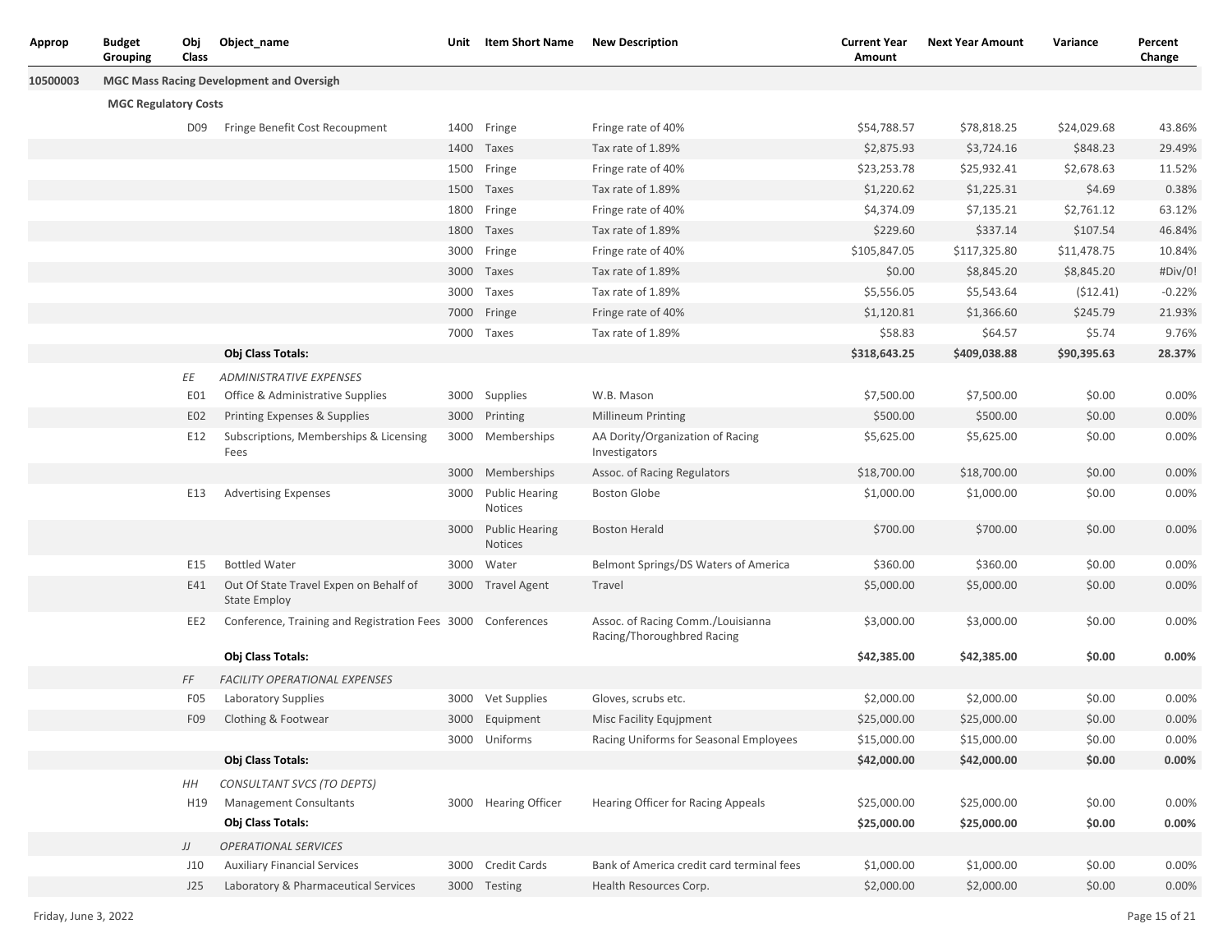| Approp | Budget Grouping | Obj Class | Object_name | Unit | Item Short Name | New Description | Current Year Amount | Next Year Amount | Variance | Percent Change |
|---|---|---|---|---|---|---|---|---|---|---|
| **10500003** | **MGC Mass Racing Development and Oversigh** | | | | | | | | | |
| | **MGC Regulatory Costs** | | | | | | | | | |
| | | D09 | Fringe Benefit Cost Recoupment | 1400 | Fringe | Fringe rate of 40% | $54,788.57 | $78,818.25 | $24,029.68 | 43.86% |
| | | | | 1400 | Taxes | Tax rate of 1.89% | $2,875.93 | $3,724.16 | $848.23 | 29.49% |
| | | | | 1500 | Fringe | Fringe rate of 40% | $23,253.78 | $25,932.41 | $2,678.63 | 11.52% |
| | | | | 1500 | Taxes | Tax rate of 1.89% | $1,220.62 | $1,225.31 | $4.69 | 0.38% |
| | | | | 1800 | Fringe | Fringe rate of 40% | $4,374.09 | $7,135.21 | $2,761.12 | 63.12% |
| | | | | 1800 | Taxes | Tax rate of 1.89% | $229.60 | $337.14 | $107.54 | 46.84% |
| | | | | 3000 | Fringe | Fringe rate of 40% | $105,847.05 | $117,325.80 | $11,478.75 | 10.84% |
| | | | | 3000 | Taxes | Tax rate of 1.89% | $0.00 | $8,845.20 | $8,845.20 | #Div/0! |
| | | | | 3000 | Taxes | Tax rate of 1.89% | $5,556.05 | $5,543.64 | ($12.41) | -0.22% |
| | | | | 7000 | Fringe | Fringe rate of 40% | $1,120.81 | $1,366.60 | $245.79 | 21.93% |
| | | | | 7000 | Taxes | Tax rate of 1.89% | $58.83 | $64.57 | $5.74 | 9.76% |
| | | | **Obj Class Totals:** | | | | **$318,643.25** | **$409,038.88** | **$90,395.63** | **28.37%** |
| | | *EE* | *ADMINISTRATIVE EXPENSES* | | | | | | | |
| | | E01 | Office & Administrative Supplies | 3000 | Supplies | W.B. Mason | $7,500.00 | $7,500.00 | $0.00 | 0.00% |
| | | E02 | Printing Expenses & Supplies | 3000 | Printing | Millineum Printing | $500.00 | $500.00 | $0.00 | 0.00% |
| | | E12 | Subscriptions, Memberships & Licensing Fees | 3000 | Memberships | AA Dority/Organization of Racing Investigators | $5,625.00 | $5,625.00 | $0.00 | 0.00% |
| | | | | 3000 | Memberships | Assoc. of Racing Regulators | $18,700.00 | $18,700.00 | $0.00 | 0.00% |
| | | E13 | Advertising Expenses | 3000 | Public Hearing Notices | Boston Globe | $1,000.00 | $1,000.00 | $0.00 | 0.00% |
| | | | | 3000 | Public Hearing Notices | Boston Herald | $700.00 | $700.00 | $0.00 | 0.00% |
| | | E15 | Bottled Water | 3000 | Water | Belmont Springs/DS Waters of America | $360.00 | $360.00 | $0.00 | 0.00% |
| | | E41 | Out Of State Travel Expen on Behalf of State Employ | 3000 | Travel Agent | Travel | $5,000.00 | $5,000.00 | $0.00 | 0.00% |
| | | EE2 | Conference, Training and Registration Fees | 3000 | Conferences | Assoc. of Racing Comm./Louisianna Racing/Thoroughbred Racing | $3,000.00 | $3,000.00 | $0.00 | 0.00% |
| | | | **Obj Class Totals:** | | | | **$42,385.00** | **$42,385.00** | **$0.00** | **0.00%** |
| | | *FF* | *FACILITY OPERATIONAL EXPENSES* | | | | | | | |
| | | F05 | Laboratory Supplies | 3000 | Vet Supplies | Gloves, scrubs etc. | $2,000.00 | $2,000.00 | $0.00 | 0.00% |
| | | F09 | Clothing & Footwear | 3000 | Equipment | Misc Facility Equjpment | $25,000.00 | $25,000.00 | $0.00 | 0.00% |
| | | | | 3000 | Uniforms | Racing Uniforms for Seasonal Employees | $15,000.00 | $15,000.00 | $0.00 | 0.00% |
| | | | **Obj Class Totals:** | | | | **$42,000.00** | **$42,000.00** | **$0.00** | **0.00%** |
| | | *HH* | *CONSULTANT SVCS (TO DEPTS)* | | | | | | | |
| | | H19 | Management Consultants | 3000 | Hearing Officer | Hearing Officer for Racing Appeals | $25,000.00 | $25,000.00 | $0.00 | 0.00% |
| | | | **Obj Class Totals:** | | | | **$25,000.00** | **$25,000.00** | **$0.00** | **0.00%** |
| | | *JJ* | *OPERATIONAL SERVICES* | | | | | | | |
| | | J10 | Auxiliary Financial Services | 3000 | Credit Cards | Bank of America credit card terminal fees | $1,000.00 | $1,000.00 | $0.00 | 0.00% |
| | | J25 | Laboratory & Pharmaceutical Services | 3000 | Testing | Health Resources Corp. | $2,000.00 | $2,000.00 | $0.00 | 0.00% |

Friday, June 3, 2022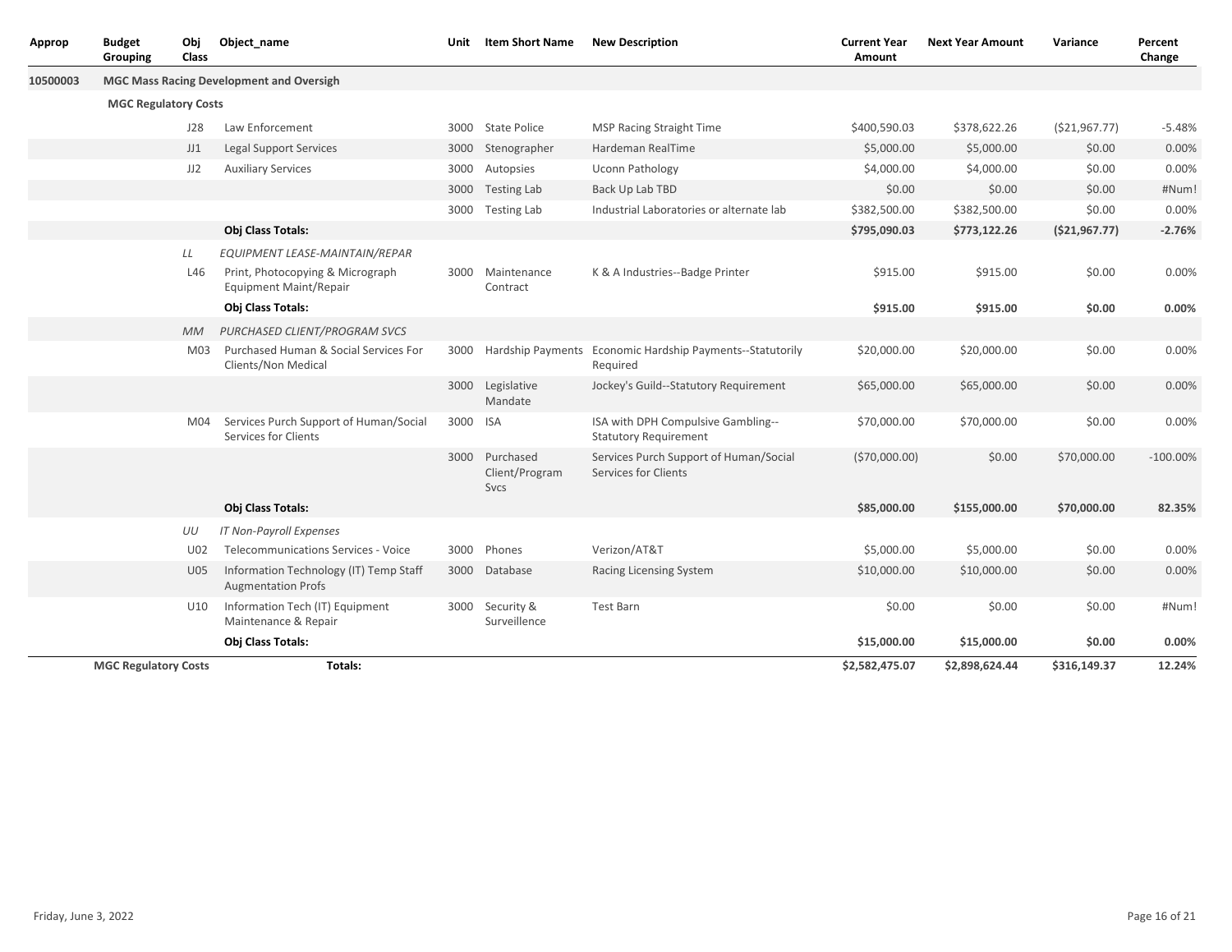| Approp | Budget Grouping | Obj Class | Object_name | Unit | Item Short Name | New Description | Current Year Amount | Next Year Amount | Variance | Percent Change |
|---|---|---|---|---|---|---|---|---|---|---|
| 10500003 | **MGC Mass Racing Development and Oversigh** | | | | | | | | | |
| | **MGC Regulatory Costs** | | | | | | | | | |
| | | J28 | Law Enforcement | 3000 | State Police | MSP Racing Straight Time | $400,590.03 | $378,622.26 | ($21,967.77) | -5.48% |
| | | JJ1 | Legal Support Services | 3000 | Stenographer | Hardeman RealTime | $5,000.00 | $5,000.00 | $0.00 | 0.00% |
| | | JJ2 | Auxiliary Services | 3000 | Autopsies | Uconn Pathology | $4,000.00 | $4,000.00 | $0.00 | 0.00% |
| | | | | 3000 | Testing Lab | Back Up Lab TBD | $0.00 | $0.00 | $0.00 | #Num! |
| | | | | 3000 | Testing Lab | Industrial Laboratories or alternate lab | $382,500.00 | $382,500.00 | $0.00 | 0.00% |
| | | | **Obj Class Totals:** | | | | **$795,090.03** | **$773,122.26** | **($21,967.77)** | **-2.76%** |
| | | *LL* | *EQUIPMENT LEASE-MAINTAIN/REPAR* | | | | | | | |
| | | L46 | Print, Photocopying & Micrograph Equipment Maint/Repair | 3000 | Maintenance Contract | K & A Industries--Badge Printer | $915.00 | $915.00 | $0.00 | 0.00% |
| | | | **Obj Class Totals:** | | | | **$915.00** | **$915.00** | **$0.00** | **0.00%** |
| | | *MM* | *PURCHASED CLIENT/PROGRAM SVCS* | | | | | | | |
| | | M03 | Purchased Human & Social Services For Clients/Non Medical | 3000 | Hardship Payments | Economic Hardship Payments--Statutorily Required | $20,000.00 | $20,000.00 | $0.00 | 0.00% |
| | | | | 3000 | Legislative Mandate | Jockey's Guild--Statutory Requirement | $65,000.00 | $65,000.00 | $0.00 | 0.00% |
| | | M04 | Services Purch Support of Human/Social Services for Clients | 3000 | ISA | ISA with DPH Compulsive Gambling--Statutory Requirement | $70,000.00 | $70,000.00 | $0.00 | 0.00% |
| | | | | 3000 | Purchased Client/Program Svcs | Services Purch Support of Human/Social Services for Clients | ($70,000.00) | $0.00 | $70,000.00 | -100.00% |
| | | | **Obj Class Totals:** | | | | **$85,000.00** | **$155,000.00** | **$70,000.00** | **82.35%** |
| | | *UU* | *IT Non-Payroll Expenses* | | | | | | | |
| | | U02 | Telecommunications Services - Voice | 3000 | Phones | Verizon/AT&T | $5,000.00 | $5,000.00 | $0.00 | 0.00% |
| | | U05 | Information Technology (IT) Temp Staff Augmentation Profs | 3000 | Database | Racing Licensing System | $10,000.00 | $10,000.00 | $0.00 | 0.00% |
| | | U10 | Information Tech (IT) Equipment Maintenance & Repair | 3000 | Security & Surveillence | Test Barn | $0.00 | $0.00 | $0.00 | #Num! |
| | | | **Obj Class Totals:** | | | | **$15,000.00** | **$15,000.00** | **$0.00** | **0.00%** |
| | **MGC Regulatory Costs** | | **Totals:** | | | | **$2,582,475.07** | **$2,898,624.44** | **$316,149.37** | **12.24%** |

Friday, June 3, 2022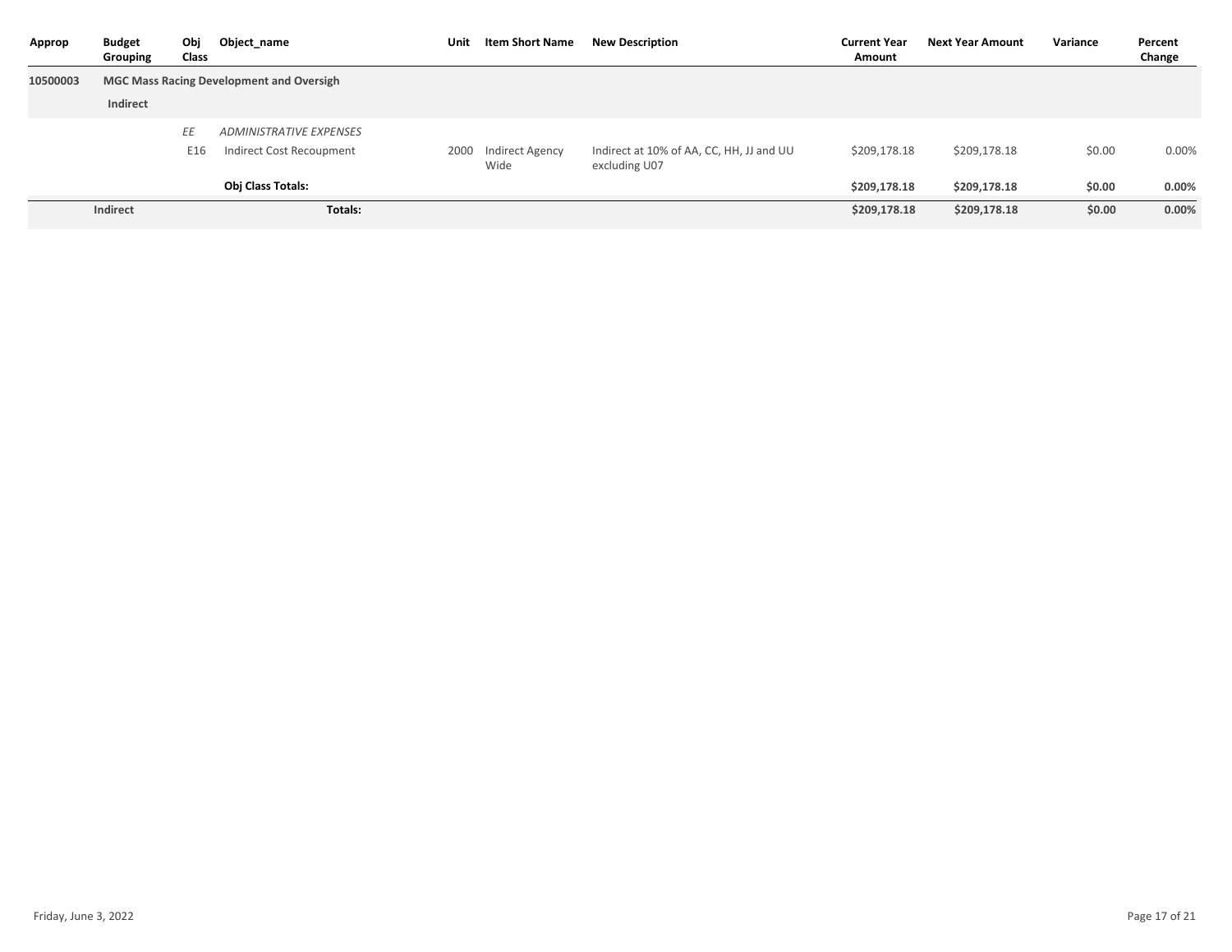| Approp | Budget Grouping | Obj Class | Object_name | Unit | Item Short Name | New Description | Current Year Amount | Next Year Amount | Variance | Percent Change |
|---|---|---|---|---|---|---|---|---|---|---|
| **10500003** | **MGC Mass Racing Development and Oversigh** | | | | | | | | | |
| | **Indirect** | | | | | | | | | |
| | | *EE* | *ADMINISTRATIVE EXPENSES* | | | | | | | |
| | | E16 | Indirect Cost Recoupment | 2000 | Indirect Agency Wide | Indirect at 10% of AA, CC, HH, JJ and UU excluding U07 | $209,178.18 | $209,178.18 | $0.00 | 0.00% |
| | | | **Obj Class Totals:** | | | | **$209,178.18** | **$209,178.18** | **$0.00** | **0.00%** |
| | **Indirect** | | **Totals:** | | | | **$209,178.18** | **$209,178.18** | **$0.00** | **0.00%** |

Friday, June 3, 2022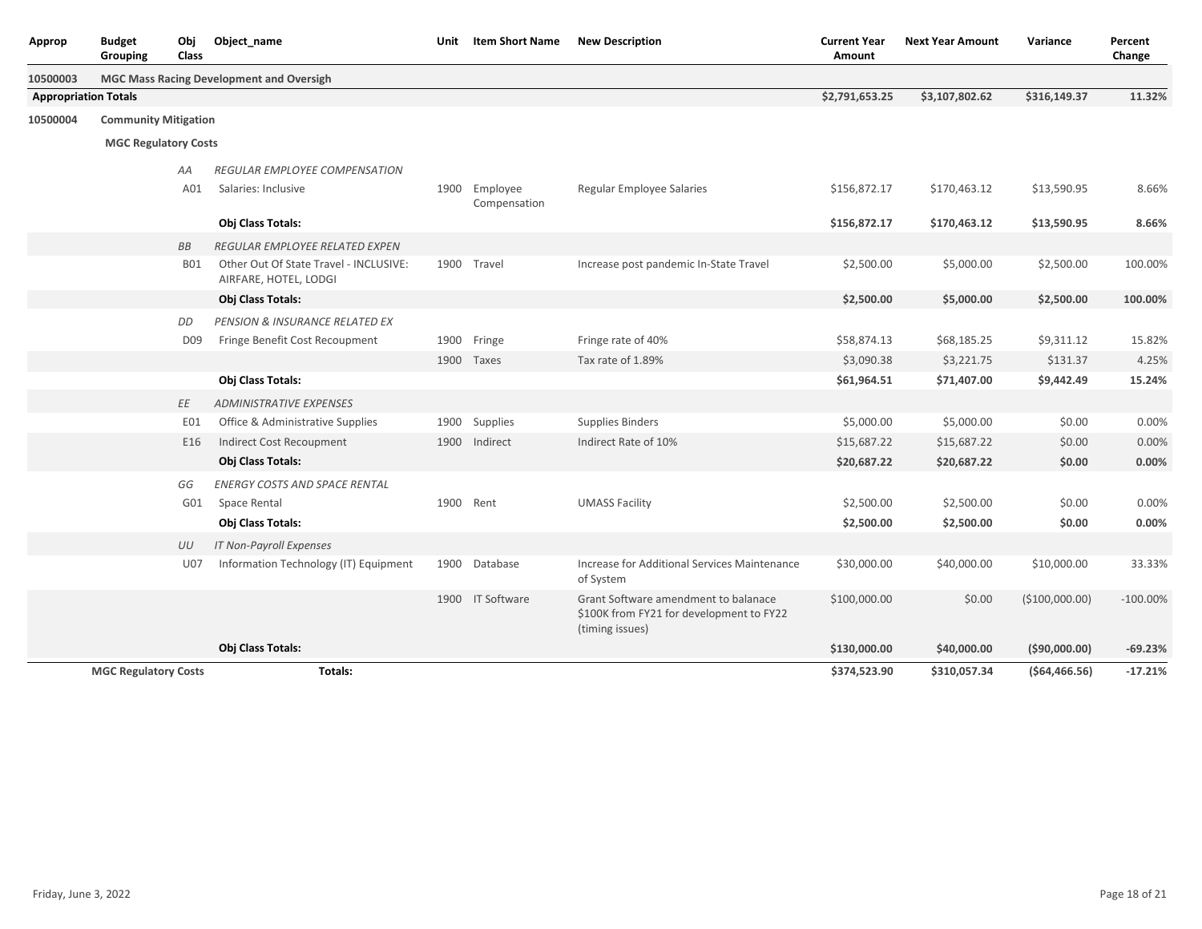| Approp | Budget Grouping | Obj Class | Object_name | Unit | Item Short Name | New Description | Current Year Amount | Next Year Amount | Variance | Percent Change |
|---|---|---|---|---|---|---|---|---|---|---|
| **10500003** | **MGC Mass Racing Development and Oversigh** | | | | | | | | | |
| **Appropriation Totals** | | | | | | | **$2,791,653.25** | **$3,107,802.62** | **$316,149.37** | **11.32%** |
| **10500004** | **Community Mitigation** | | | | | | | | | |
| | **MGC Regulatory Costs** | | | | | | | | | |
| | | *AA* | *REGULAR EMPLOYEE COMPENSATION* | | | | | | | |
| | | A01 | Salaries: Inclusive | 1900 | Employee Compensation | Regular Employee Salaries | $156,872.17 | $170,463.12 | $13,590.95 | 8.66% |
| | | | **Obj Class Totals:** | | | | **$156,872.17** | **$170,463.12** | **$13,590.95** | **8.66%** |
| | | *BB* | *REGULAR EMPLOYEE RELATED EXPEN* | | | | | | | |
| | | B01 | Other Out Of State Travel - INCLUSIVE: AIRFARE, HOTEL, LODGI | 1900 | Travel | Increase post pandemic In-State Travel | $2,500.00 | $5,000.00 | $2,500.00 | 100.00% |
| | | | **Obj Class Totals:** | | | | **$2,500.00** | **$5,000.00** | **$2,500.00** | **100.00%** |
| | | *DD* | *PENSION & INSURANCE RELATED EX* | | | | | | | |
| | | D09 | Fringe Benefit Cost Recoupment | 1900 | Fringe | Fringe rate of 40% | $58,874.13 | $68,185.25 | $9,311.12 | 15.82% |
| | | | | 1900 | Taxes | Tax rate of 1.89% | $3,090.38 | $3,221.75 | $131.37 | 4.25% |
| | | | **Obj Class Totals:** | | | | **$61,964.51** | **$71,407.00** | **$9,442.49** | **15.24%** |
| | | *EE* | *ADMINISTRATIVE EXPENSES* | | | | | | | |
| | | E01 | Office & Administrative Supplies | 1900 | Supplies | Supplies Binders | $5,000.00 | $5,000.00 | $0.00 | 0.00% |
| | | E16 | Indirect Cost Recoupment | 1900 | Indirect | Indirect Rate of 10% | $15,687.22 | $15,687.22 | $0.00 | 0.00% |
| | | | **Obj Class Totals:** | | | | **$20,687.22** | **$20,687.22** | **$0.00** | **0.00%** |
| | | *GG* | *ENERGY COSTS AND SPACE RENTAL* | | | | | | | |
| | | G01 | Space Rental | 1900 | Rent | UMASS Facility | $2,500.00 | $2,500.00 | $0.00 | 0.00% |
| | | | **Obj Class Totals:** | | | | **$2,500.00** | **$2,500.00** | **$0.00** | **0.00%** |
| | | *UU* | *IT Non-Payroll Expenses* | | | | | | | |
| | | U07 | Information Technology (IT) Equipment | 1900 | Database | Increase for Additional Services Maintenance of System | $30,000.00 | $40,000.00 | $10,000.00 | 33.33% |
| | | | | 1900 | IT Software | Grant Software amendment to balanace $100K from FY21 for development to FY22 (timing issues) | $100,000.00 | $0.00 | ($100,000.00) | -100.00% |
| | | | **Obj Class Totals:** | | | | **$130,000.00** | **$40,000.00** | **($90,000.00)** | **-69.23%** |
| | **MGC Regulatory Costs** | | **Totals:** | | | | **$374,523.90** | **$310,057.34** | **($64,466.56)** | **-17.21%** |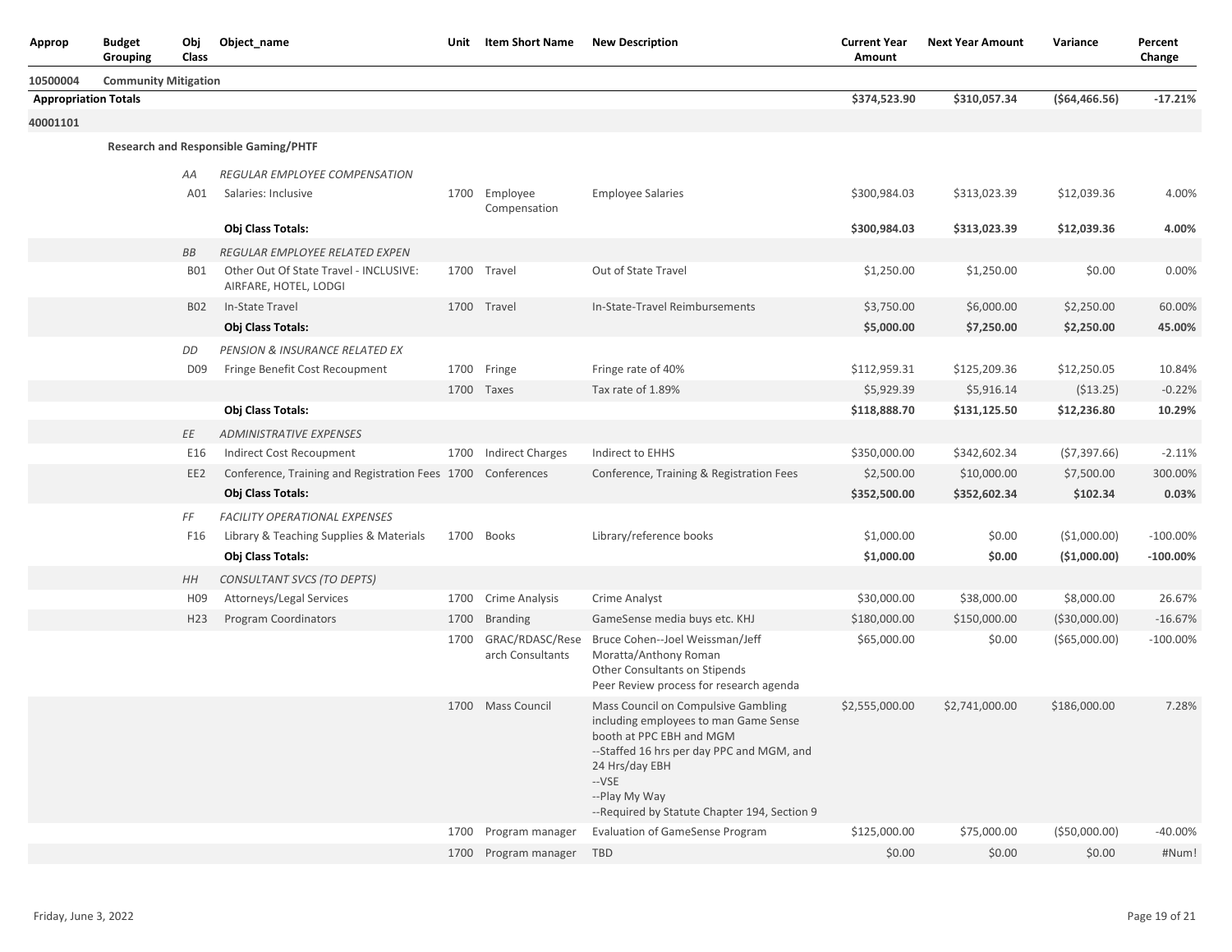| Approp | Budget Grouping | Obj Class | Object_name | Unit | Item Short Name | New Description | Current Year Amount | Next Year Amount | Variance | Percent Change |
|---|---|---|---|---|---|---|---|---|---|---|
| 10500004 | Community Mitigation | | | | | | | | | |
| **Appropriation Totals** | | | | | | | **$374,523.90** | **$310,057.34** | **($64,466.56)** | **-17.21%** |
| **40001101** | | | | | | | | | | |
| | **Research and Responsible Gaming/PHTF** | | | | | | | | | |
| | | *AA* | *REGULAR EMPLOYEE COMPENSATION* | | | | | | | |
| | | A01 | Salaries: Inclusive | 1700 | Employee Compensation | Employee Salaries | $300,984.03 | $313,023.39 | $12,039.36 | 4.00% |
| | | | **Obj Class Totals:** | | | | **$300,984.03** | **$313,023.39** | **$12,039.36** | **4.00%** |
| | | *BB* | *REGULAR EMPLOYEE RELATED EXPEN* | | | | | | | |
| | | B01 | Other Out Of State Travel - INCLUSIVE: AIRFARE, HOTEL, LODGI | 1700 | Travel | Out of State Travel | $1,250.00 | $1,250.00 | $0.00 | 0.00% |
| | | B02 | In-State Travel | 1700 | Travel | In-State-Travel Reimbursements | $3,750.00 | $6,000.00 | $2,250.00 | 60.00% |
| | | | **Obj Class Totals:** | | | | **$5,000.00** | **$7,250.00** | **$2,250.00** | **45.00%** |
| | | *DD* | *PENSION & INSURANCE RELATED EX* | | | | | | | |
| | | D09 | Fringe Benefit Cost Recoupment | 1700 | Fringe | Fringe rate of 40% | $112,959.31 | $125,209.36 | $12,250.05 | 10.84% |
| | | | | 1700 | Taxes | Tax rate of 1.89% | $5,929.39 | $5,916.14 | ($13.25) | -0.22% |
| | | | **Obj Class Totals:** | | | | **$118,888.70** | **$131,125.50** | **$12,236.80** | **10.29%** |
| | | *EE* | *ADMINISTRATIVE EXPENSES* | | | | | | | |
| | | E16 | Indirect Cost Recoupment | 1700 | Indirect Charges | Indirect to EHHS | $350,000.00 | $342,602.34 | ($7,397.66) | -2.11% |
| | | EE2 | Conference, Training and Registration Fees | 1700 | Conferences | Conference, Training & Registration Fees | $2,500.00 | $10,000.00 | $7,500.00 | 300.00% |
| | | | **Obj Class Totals:** | | | | **$352,500.00** | **$352,602.34** | **$102.34** | **0.03%** |
| | | *FF* | *FACILITY OPERATIONAL EXPENSES* | | | | | | | |
| | | F16 | Library & Teaching Supplies & Materials | 1700 | Books | Library/reference books | $1,000.00 | $0.00 | ($1,000.00) | -100.00% |
| | | | **Obj Class Totals:** | | | | **$1,000.00** | **$0.00** | **($1,000.00)** | **-100.00%** |
| | | *HH* | *CONSULTANT SVCS (TO DEPTS)* | | | | | | | |
| | | H09 | Attorneys/Legal Services | 1700 | Crime Analysis | Crime Analyst | $30,000.00 | $38,000.00 | $8,000.00 | 26.67% |
| | | H23 | Program Coordinators | 1700 | Branding | GameSense media buys etc. KHJ | $180,000.00 | $150,000.00 | ($30,000.00) | -16.67% |
| | | | | 1700 | GRAC/RDASC/Research Consultants | Bruce Cohen--Joel Weissman/Jeff Moratta/Anthony Roman<br>Other Consultants on Stipends<br>Peer Review process for research agenda | $65,000.00 | $0.00 | ($65,000.00) | -100.00% |
| | | | | 1700 | Mass Council | Mass Council on Compulsive Gambling including employees to man Game Sense booth at PPC EBH and MGM<br>--Staffed 16 hrs per day PPC and MGM, and 24 Hrs/day EBH<br>--VSE<br>--Play My Way<br>--Required by Statute Chapter 194, Section 9 | $2,555,000.00 | $2,741,000.00 | $186,000.00 | 7.28% |
| | | | | 1700 | Program manager | Evaluation of GameSense Program | $125,000.00 | $75,000.00 | ($50,000.00) | -40.00% |
| | | | | 1700 | Program manager | TBD | $0.00 | $0.00 | $0.00 | #Num! |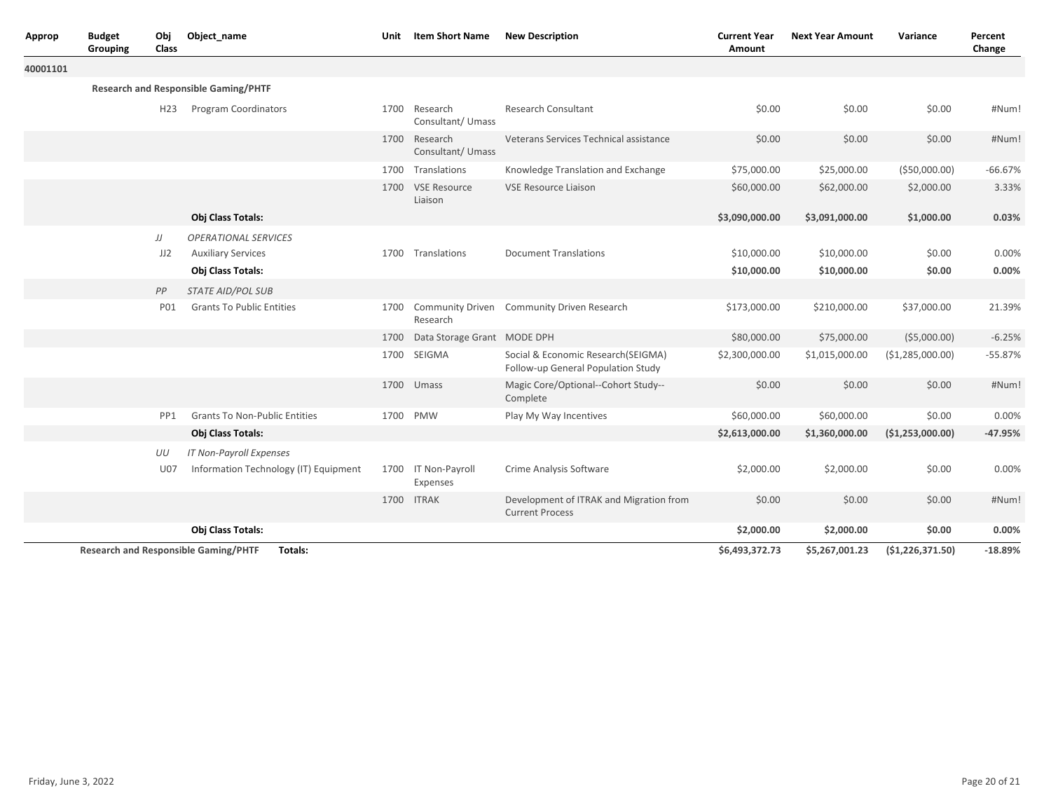| Approp | Budget Grouping | Obj Class | Object_name | Unit | Item Short Name | New Description | Current Year Amount | Next Year Amount | Variance | Percent Change |
|---|---|---|---|---|---|---|---|---|---|---|
| 40001101 | | | | | | | | | | |
| | Research and Responsible Gaming/PHTF | | | | | | | | | |
| | | H23 | Program Coordinators | 1700 | Research Consultant/ Umass | Research Consultant | $0.00 | $0.00 | $0.00 | #Num! |
| | | | | 1700 | Research Consultant/ Umass | Veterans Services Technical assistance | $0.00 | $0.00 | $0.00 | #Num! |
| | | | | 1700 | Translations | Knowledge Translation and Exchange | $75,000.00 | $25,000.00 | ($50,000.00) | -66.67% |
| | | | | 1700 | VSE Resource Liaison | VSE Resource Liaison | $60,000.00 | $62,000.00 | $2,000.00 | 3.33% |
| | | | **Obj Class Totals:** | | | | **$3,090,000.00** | **$3,091,000.00** | **$1,000.00** | **0.03%** |
| | | *JJ* | *OPERATIONAL SERVICES* | | | | | | | |
| | | JJ2 | Auxiliary Services | 1700 | Translations | Document Translations | $10,000.00 | $10,000.00 | $0.00 | 0.00% |
| | | | **Obj Class Totals:** | | | | **$10,000.00** | **$10,000.00** | **$0.00** | **0.00%** |
| | | *PP* | *STATE AID/POL SUB* | | | | | | | |
| | | P01 | Grants To Public Entities | 1700 | Community Driven Research | Community Driven Research | $173,000.00 | $210,000.00 | $37,000.00 | 21.39% |
| | | | | 1700 | Data Storage Grant | MODE DPH | $80,000.00 | $75,000.00 | ($5,000.00) | -6.25% |
| | | | | 1700 | SEIGMA | Social & Economic Research(SEIGMA) Follow-up General Population Study | $2,300,000.00 | $1,015,000.00 | ($1,285,000.00) | -55.87% |
| | | | | 1700 | Umass | Magic Core/Optional--Cohort Study--Complete | $0.00 | $0.00 | $0.00 | #Num! |
| | | PP1 | Grants To Non-Public Entities | 1700 | PMW | Play My Way Incentives | $60,000.00 | $60,000.00 | $0.00 | 0.00% |
| | | | **Obj Class Totals:** | | | | **$2,613,000.00** | **$1,360,000.00** | **($1,253,000.00)** | **-47.95%** |
| | | *UU* | *IT Non-Payroll Expenses* | | | | | | | |
| | | U07 | Information Technology (IT) Equipment | 1700 | IT Non-Payroll Expenses | Crime Analysis Software | $2,000.00 | $2,000.00 | $0.00 | 0.00% |
| | | | | 1700 | ITRAK | Development of ITRAK and Migration from Current Process | $0.00 | $0.00 | $0.00 | #Num! |
| | | | **Obj Class Totals:** | | | | **$2,000.00** | **$2,000.00** | **$0.00** | **0.00%** |
| | **Research and Responsible Gaming/PHTF** | | **Totals:** | | | | **$6,493,372.73** | **$5,267,001.23** | **($1,226,371.50)** | **-18.89%** |

Friday, June 3, 2022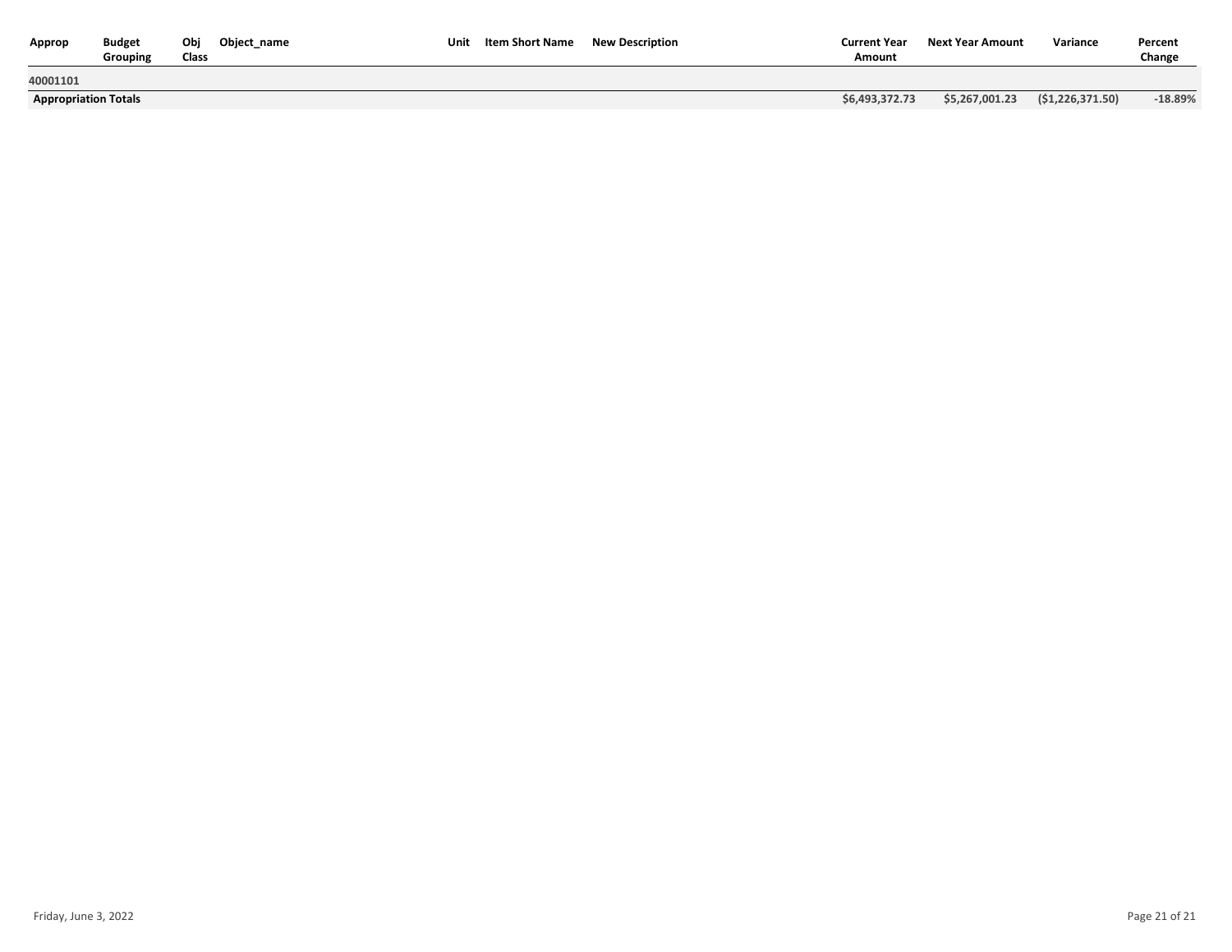| Approp | Budget Grouping | Obj Class | Object_name | Unit | Item Short Name | New Description | Current Year Amount | Next Year Amount | Variance | Percent Change |
|---|---|---|---|---|---|---|---|---|---|---|
| 40001101 | | | | | | | | | | |
| **Appropriation Totals** | | | | | | | **$6,493,372.73** | **$5,267,001.23** | **($1,226,371.50)** | **-18.89%** |

Friday, June 3, 2022